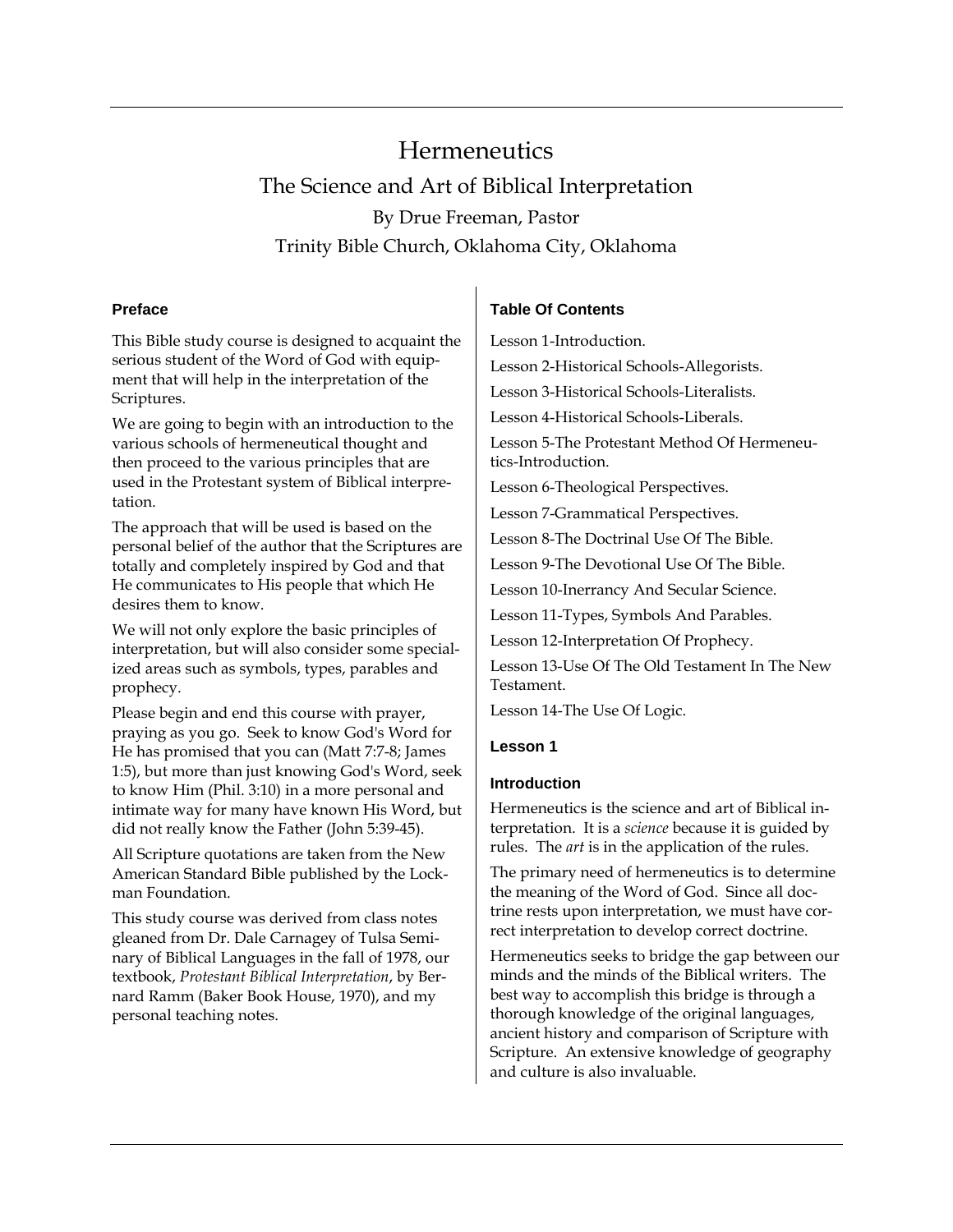# Hermeneutics

## The Science and Art of Biblical Interpretation

By Drue Freeman, Pastor

Trinity Bible Church, Oklahoma City, Oklahoma

### Preface

This Bible study course is designed to acquaint the serious student of the Word of God with equipment that will help in the interpretation of the Scriptures.

We are going to begin with an introduction to the various schools of hermeneutical thought and then proceed to the various principles that are used in the Protestant system of Biblical interpretation.

The approach that will be used is based on the personal belief of the author that the Scriptures are totally and completely inspired by God and that He communicates to His people that which He desires them to know.

We will not only explore the basic principles of interpretation, but will also consider some specialized areas such as symbols, types, parables and prophecy.

Please begin and end this course with prayer, praying as you go. Seek to know God's Word for He has promised that you can (Matt 7:7-8; James 1:5), but more than just knowing God's Word, seek to know Him (Phil. 3:10) in a more personal and intimate way for many have known His Word, but did not really know the Father (John 5:39-45).

All Scripture quotations are taken from the New American Standard Bible published by the Lockman Foundation.

This study course was derived from class notes gleaned from Dr. Dale Carnagey of Tulsa Seminary of Biblical Languages in the fall of 1978, our textbook, *Protestant Biblical Interpretation*, by Bernard Ramm (Baker Book House, 1970), and my personal teaching notes.

### Table Of Contents

Lesson 1-Introduction.

Lesson 2-Historical Schools-Allegorists.

Lesson 3-Historical Schools-Literalists.

Lesson 4-Historical Schools-Liberals.

Lesson 5-The Protestant Method Of Hermeneutics-Introduction.

Lesson 6-Theological Perspectives.

Lesson 7-Grammatical Perspectives.

Lesson 8-The Doctrinal Use Of The Bible.

Lesson 9-The Devotional Use Of The Bible.

Lesson 10-Inerrancy And Secular Science.

Lesson 11-Types, Symbols And Parables.

Lesson 12-Interpretation Of Prophecy.

Lesson 13-Use Of The Old Testament In The New Testament.

Lesson 14-The Use Of Logic.

### Lesson 1

### Introduction

Hermeneutics is the science and art of Biblical interpretation. It is a *science* because it is guided by rules. The *art* is in the application of the rules.

The primary need of hermeneutics is to determine the meaning of the Word of God. Since all doctrine rests upon interpretation, we must have correct interpretation to develop correct doctrine.

Hermeneutics seeks to bridge the gap between our minds and the minds of the Biblical writers. The best way to accomplish this bridge is through a thorough knowledge of the original languages, ancient history and comparison of Scripture with Scripture. An extensive knowledge of geography and culture is also invaluable.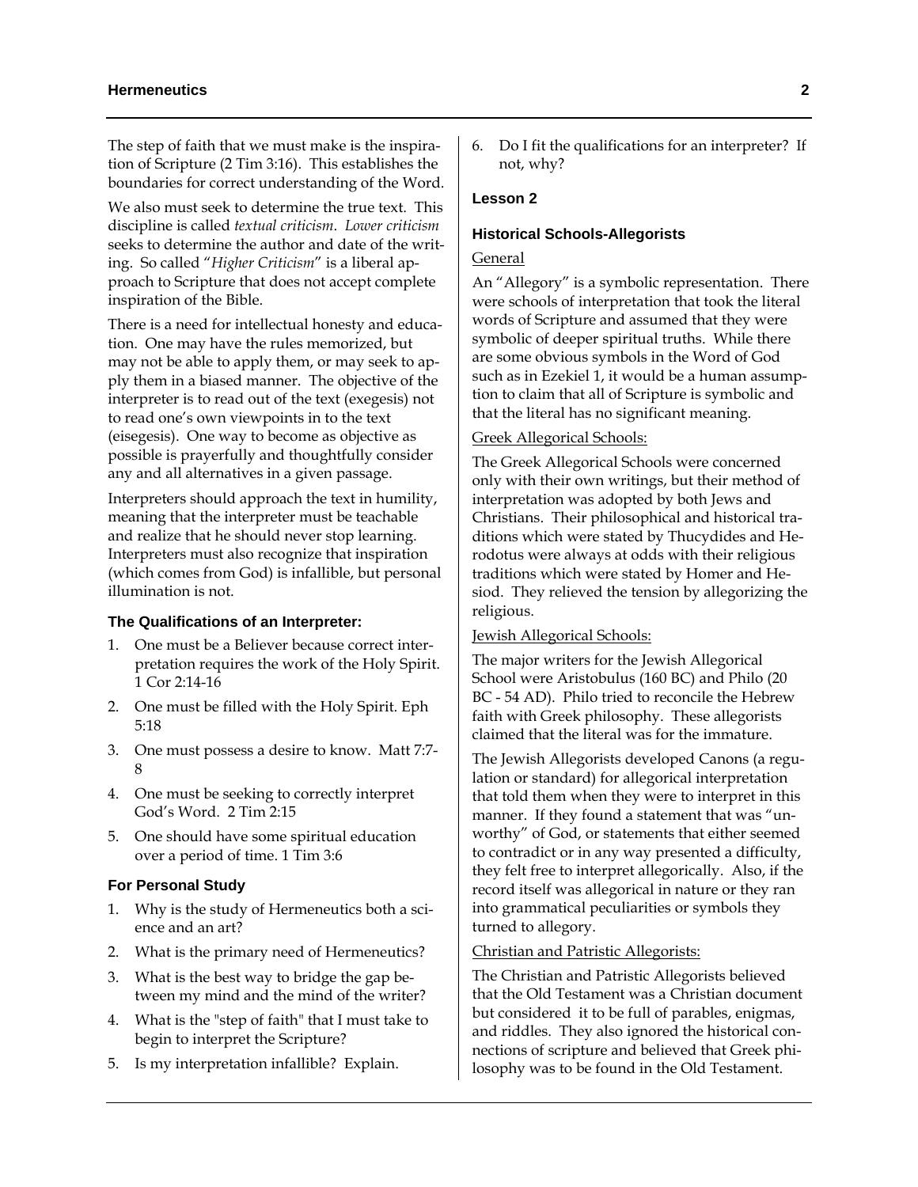The step of faith that we must make is the inspiration of Scripture (2 Tim 3:16). This establishes the boundaries for correct understanding of the Word.

We also must seek to determine the true text. This discipline is called *textual criticism*. *Lower criticism* seeks to determine the author and date of the writing. So called "*Higher Criticism*" is a liberal approach to Scripture that does not accept complete inspiration of the Bible.

There is a need for intellectual honesty and education. One may have the rules memorized, but may not be able to apply them, or may seek to apply them in a biased manner. The objective of the interpreter is to read out of the text (exegesis) not to read one's own viewpoints in to the text (eisegesis). One way to become as objective as possible is prayerfully and thoughtfully consider any and all alternatives in a given passage.

Interpreters should approach the text in humility, meaning that the interpreter must be teachable and realize that he should never stop learning. Interpreters must also recognize that inspiration (which comes from God) is infallible, but personal illumination is not.

### The Qualifications of an Interpreter:

1. One must be a Believer because correct interpretation requires the work of the Holy Spirit. 1 Cor 2:14-16
2. One must be filled with the Holy Spirit. Eph 5:18
3. One must possess a desire to know. Matt 7:7-8
4. One must be seeking to correctly interpret God's Word. 2 Tim 2:15
5. One should have some spiritual education over a period of time. 1 Tim 3:6

### For Personal Study

1. Why is the study of Hermeneutics both a science and an art?
2. What is the primary need of Hermeneutics?
3. What is the best way to bridge the gap between my mind and the mind of the writer?
4. What is the "step of faith" that I must take to begin to interpret the Scripture?
5. Is my interpretation infallible? Explain.
6. Do I fit the qualifications for an interpreter? If not, why?

## Lesson 2

### Historical Schools-Allegorists

General

An "Allegory" is a symbolic representation. There were schools of interpretation that took the literal words of Scripture and assumed that they were symbolic of deeper spiritual truths. While there are some obvious symbols in the Word of God such as in Ezekiel 1, it would be a human assumption to claim that all of Scripture is symbolic and that the literal has no significant meaning.

Greek Allegorical Schools:

The Greek Allegorical Schools were concerned only with their own writings, but their method of interpretation was adopted by both Jews and Christians. Their philosophical and historical traditions which were stated by Thucydides and Herodotus were always at odds with their religious traditions which were stated by Homer and Hesiod. They relieved the tension by allegorizing the religious.

Jewish Allegorical Schools:

The major writers for the Jewish Allegorical School were Aristobulus (160 BC) and Philo (20 BC - 54 AD). Philo tried to reconcile the Hebrew faith with Greek philosophy. These allegorists claimed that the literal was for the immature.

The Jewish Allegorists developed Canons (a regulation or standard) for allegorical interpretation that told them when they were to interpret in this manner. If they found a statement that was "unworthy" of God, or statements that either seemed to contradict or in any way presented a difficulty, they felt free to interpret allegorically. Also, if the record itself was allegorical in nature or they ran into grammatical peculiarities or symbols they turned to allegory.

Christian and Patristic Allegorists:

The Christian and Patristic Allegorists believed that the Old Testament was a Christian document but considered it to be full of parables, enigmas, and riddles. They also ignored the historical connections of scripture and believed that Greek philosophy was to be found in the Old Testament.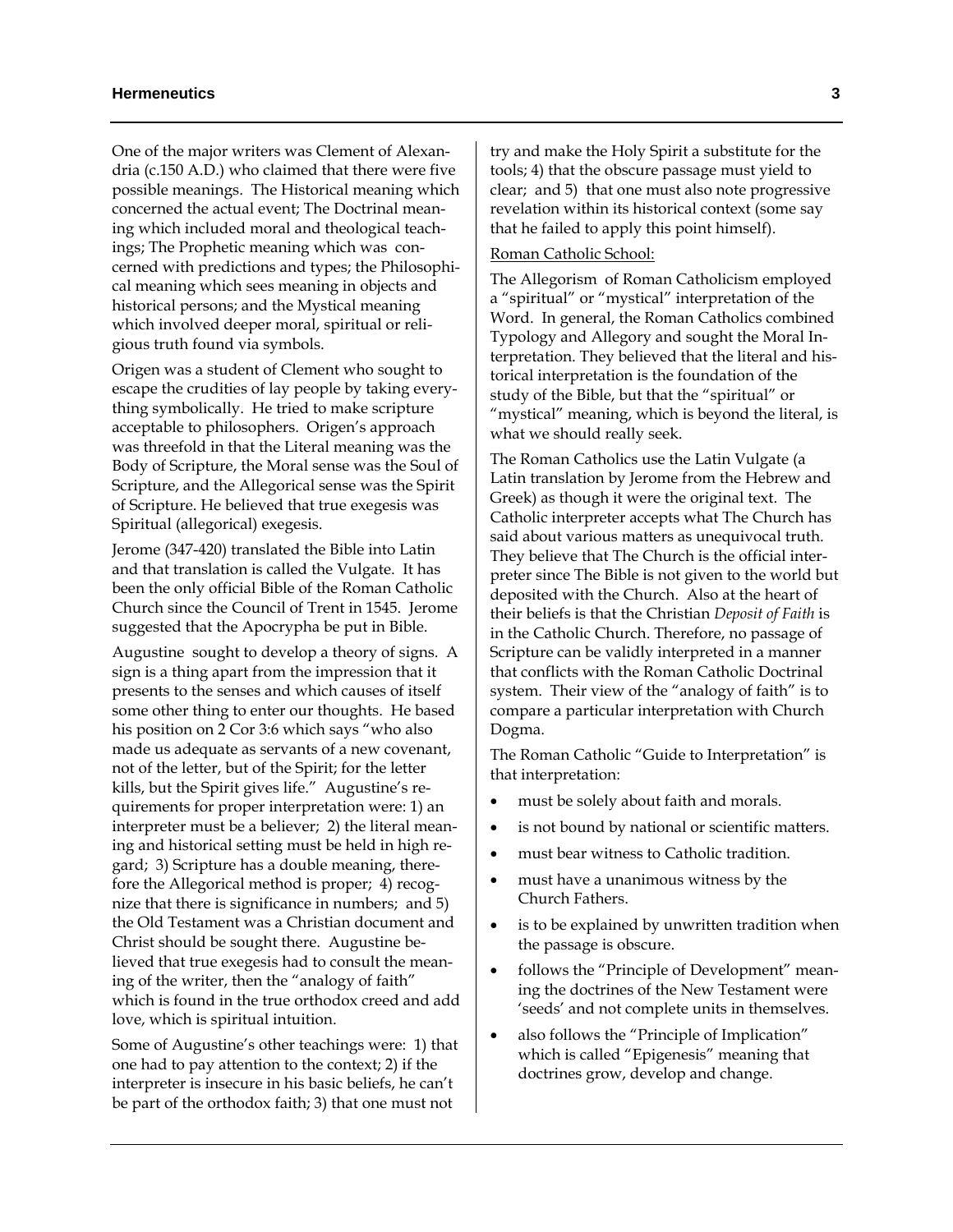One of the major writers was Clement of Alexandria (c.150 A.D.) who claimed that there were five possible meanings. The Historical meaning which concerned the actual event; The Doctrinal meaning which included moral and theological teachings; The Prophetic meaning which was concerned with predictions and types; the Philosophical meaning which sees meaning in objects and historical persons; and the Mystical meaning which involved deeper moral, spiritual or religious truth found via symbols.

Origen was a student of Clement who sought to escape the crudities of lay people by taking everything symbolically. He tried to make scripture acceptable to philosophers. Origen's approach was threefold in that the Literal meaning was the Body of Scripture, the Moral sense was the Soul of Scripture, and the Allegorical sense was the Spirit of Scripture. He believed that true exegesis was Spiritual (allegorical) exegesis.

Jerome (347-420) translated the Bible into Latin and that translation is called the Vulgate. It has been the only official Bible of the Roman Catholic Church since the Council of Trent in 1545. Jerome suggested that the Apocrypha be put in Bible.

Augustine sought to develop a theory of signs. A sign is a thing apart from the impression that it presents to the senses and which causes of itself some other thing to enter our thoughts. He based his position on 2 Cor 3:6 which says "who also made us adequate as servants of a new covenant, not of the letter, but of the Spirit; for the letter kills, but the Spirit gives life." Augustine's requirements for proper interpretation were: 1) an interpreter must be a believer; 2) the literal meaning and historical setting must be held in high regard; 3) Scripture has a double meaning, therefore the Allegorical method is proper; 4) recognize that there is significance in numbers; and 5) the Old Testament was a Christian document and Christ should be sought there. Augustine believed that true exegesis had to consult the meaning of the writer, then the "analogy of faith" which is found in the true orthodox creed and add love, which is spiritual intuition.

Some of Augustine's other teachings were: 1) that one had to pay attention to the context; 2) if the interpreter is insecure in his basic beliefs, he can't be part of the orthodox faith; 3) that one must not try and make the Holy Spirit a substitute for the tools; 4) that the obscure passage must yield to clear; and 5) that one must also note progressive revelation within its historical context (some say that he failed to apply this point himself).

<u>Roman Catholic School:</u>

The Allegorism of Roman Catholicism employed a "spiritual" or "mystical" interpretation of the Word. In general, the Roman Catholics combined Typology and Allegory and sought the Moral Interpretation. They believed that the literal and historical interpretation is the foundation of the study of the Bible, but that the "spiritual" or "mystical" meaning, which is beyond the literal, is what we should really seek.

The Roman Catholics use the Latin Vulgate (a Latin translation by Jerome from the Hebrew and Greek) as though it were the original text. The Catholic interpreter accepts what The Church has said about various matters as unequivocal truth. They believe that The Church is the official interpreter since The Bible is not given to the world but deposited with the Church. Also at the heart of their beliefs is that the Christian *Deposit of Faith* is in the Catholic Church. Therefore, no passage of Scripture can be validly interpreted in a manner that conflicts with the Roman Catholic Doctrinal system. Their view of the "analogy of faith" is to compare a particular interpretation with Church Dogma.

The Roman Catholic "Guide to Interpretation" is that interpretation:

- must be solely about faith and morals.
- is not bound by national or scientific matters.
- must bear witness to Catholic tradition.
- must have a unanimous witness by the Church Fathers.
- is to be explained by unwritten tradition when the passage is obscure.
- follows the "Principle of Development" meaning the doctrines of the New Testament were 'seeds' and not complete units in themselves.
- also follows the "Principle of Implication" which is called "Epigenesis" meaning that doctrines grow, develop and change.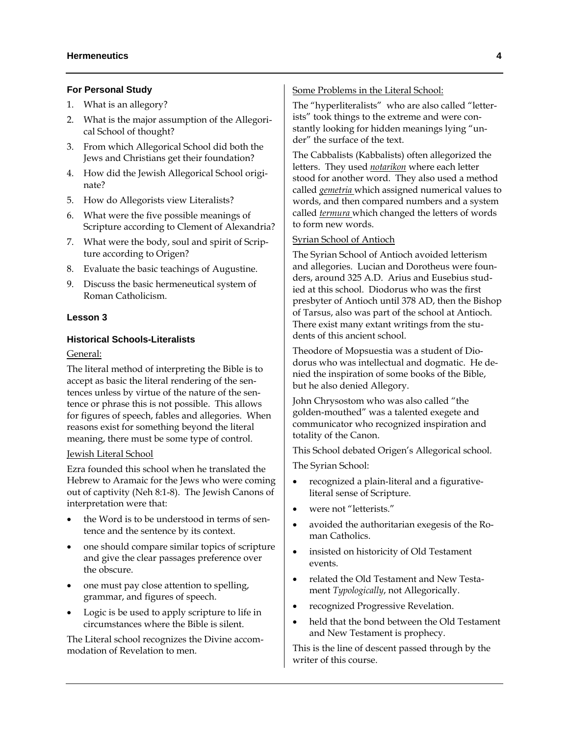### For Personal Study

1. What is an allegory?
2. What is the major assumption of the Allegorical School of thought?
3. From which Allegorical School did both the Jews and Christians get their foundation?
4. How did the Jewish Allegorical School originate?
5. How do Allegorists view Literalists?
6. What were the five possible meanings of Scripture according to Clement of Alexandria?
7. What were the body, soul and spirit of Scripture according to Origen?
8. Evaluate the basic teachings of Augustine.
9. Discuss the basic hermeneutical system of Roman Catholicism.

## Lesson 3

### Historical Schools-Literalists

General:

The literal method of interpreting the Bible is to accept as basic the literal rendering of the sentences unless by virtue of the nature of the sentence or phrase this is not possible. This allows for figures of speech, fables and allegories. When reasons exist for something beyond the literal meaning, there must be some type of control.

Jewish Literal School

Ezra founded this school when he translated the Hebrew to Aramaic for the Jews who were coming out of captivity (Neh 8:1-8). The Jewish Canons of interpretation were that:

- the Word is to be understood in terms of sentence and the sentence by its context.
- one should compare similar topics of scripture and give the clear passages preference over the obscure.
- one must pay close attention to spelling, grammar, and figures of speech.
- Logic is be used to apply scripture to life in circumstances where the Bible is silent.

The Literal school recognizes the Divine accommodation of Revelation to men.

Some Problems in the Literal School:

The "hyperliteralists" who are also called "letterists" took things to the extreme and were constantly looking for hidden meanings lying "under" the surface of the text.

The Cabbalists (Kabbalists) often allegorized the letters. They used ***notarikon*** where each letter stood for another word. They also used a method called ***gemetria*** which assigned numerical values to words, and then compared numbers and a system called ***termura*** which changed the letters of words to form new words.

Syrian School of Antioch

The Syrian School of Antioch avoided letterism and allegories. Lucian and Dorotheus were founders, around 325 A.D. Arius and Eusebius studied at this school. Diodorus who was the first presbyter of Antioch until 378 AD, then the Bishop of Tarsus, also was part of the school at Antioch. There exist many extant writings from the students of this ancient school.

Theodore of Mopsuestia was a student of Diodorus who was intellectual and dogmatic. He denied the inspiration of some books of the Bible, but he also denied Allegory.

John Chrysostom who was also called "the golden-mouthed" was a talented exegete and communicator who recognized inspiration and totality of the Canon.

This School debated Origen's Allegorical school.

The Syrian School:

- recognized a plain-literal and a figurative-literal sense of Scripture.
- were not "letterists."
- avoided the authoritarian exegesis of the Roman Catholics.
- insisted on historicity of Old Testament events.
- related the Old Testament and New Testament *Typologically*, not Allegorically.
- recognized Progressive Revelation.
- held that the bond between the Old Testament and New Testament is prophecy.

This is the line of descent passed through by the writer of this course.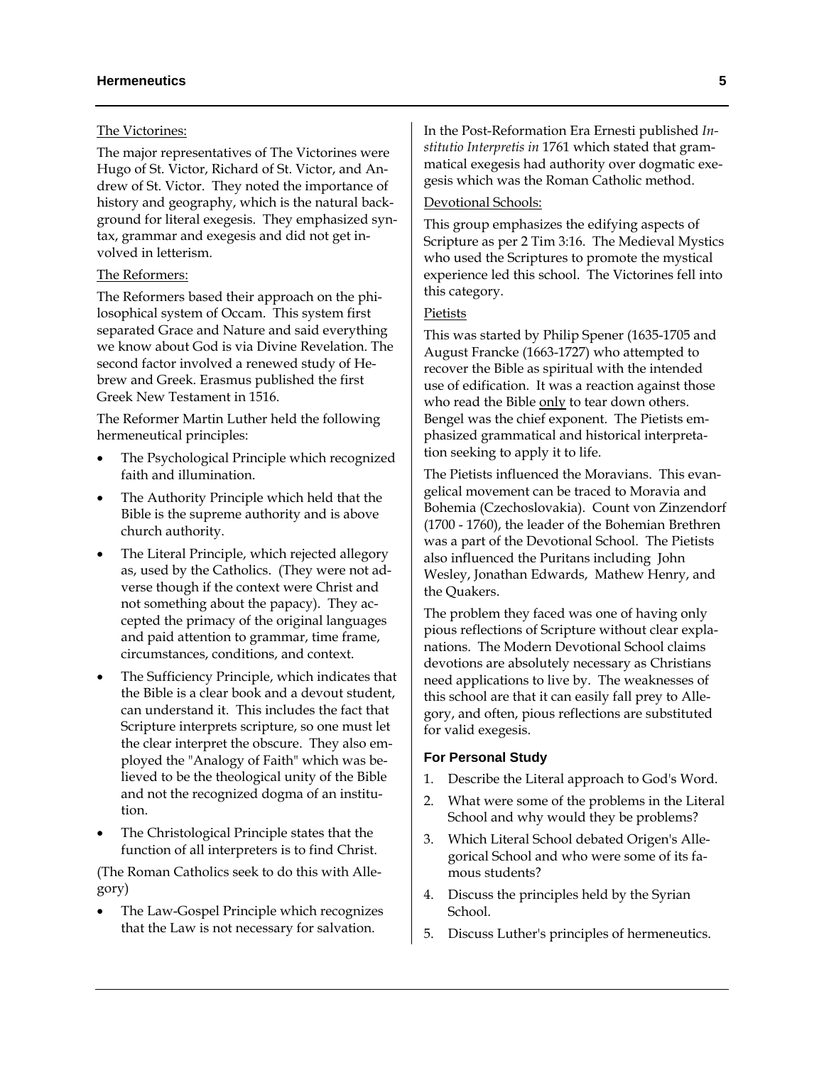The Victorines:

The major representatives of The Victorines were Hugo of St. Victor, Richard of St. Victor, and Andrew of St. Victor. They noted the importance of history and geography, which is the natural background for literal exegesis. They emphasized syntax, grammar and exegesis and did not get involved in letterism.

The Reformers:

The Reformers based their approach on the philosophical system of Occam. This system first separated Grace and Nature and said everything we know about God is via Divine Revelation. The second factor involved a renewed study of Hebrew and Greek. Erasmus published the first Greek New Testament in 1516.

The Reformer Martin Luther held the following hermeneutical principles:

- The Psychological Principle which recognized faith and illumination.
- The Authority Principle which held that the Bible is the supreme authority and is above church authority.
- The Literal Principle, which rejected allegory as, used by the Catholics. (They were not adverse though if the context were Christ and not something about the papacy). They accepted the primacy of the original languages and paid attention to grammar, time frame, circumstances, conditions, and context.
- The Sufficiency Principle, which indicates that the Bible is a clear book and a devout student, can understand it. This includes the fact that Scripture interprets scripture, so one must let the clear interpret the obscure. They also employed the "Analogy of Faith" which was believed to be the theological unity of the Bible and not the recognized dogma of an institution.
- The Christological Principle states that the function of all interpreters is to find Christ.

(The Roman Catholics seek to do this with Allegory)

- The Law-Gospel Principle which recognizes that the Law is not necessary for salvation.

In the Post-Reformation Era Ernesti published *Institutio Interpretis in* 1761 which stated that grammatical exegesis had authority over dogmatic exegesis which was the Roman Catholic method.

Devotional Schools:

This group emphasizes the edifying aspects of Scripture as per 2 Tim 3:16. The Medieval Mystics who used the Scriptures to promote the mystical experience led this school. The Victorines fell into this category.

Pietists

This was started by Philip Spener (1635-1705 and August Francke (1663-1727) who attempted to recover the Bible as spiritual with the intended use of edification. It was a reaction against those who read the Bible only to tear down others. Bengel was the chief exponent. The Pietists emphasized grammatical and historical interpretation seeking to apply it to life.

The Pietists influenced the Moravians. This evangelical movement can be traced to Moravia and Bohemia (Czechoslovakia). Count von Zinzendorf (1700 - 1760), the leader of the Bohemian Brethren was a part of the Devotional School. The Pietists also influenced the Puritans including John Wesley, Jonathan Edwards, Mathew Henry, and the Quakers.

The problem they faced was one of having only pious reflections of Scripture without clear explanations. The Modern Devotional School claims devotions are absolutely necessary as Christians need applications to live by. The weaknesses of this school are that it can easily fall prey to Allegory, and often, pious reflections are substituted for valid exegesis.

### For Personal Study

1. Describe the Literal approach to God's Word.
2. What were some of the problems in the Literal School and why would they be problems?
3. Which Literal School debated Origen's Allegorical School and who were some of its famous students?
4. Discuss the principles held by the Syrian School.
5. Discuss Luther's principles of hermeneutics.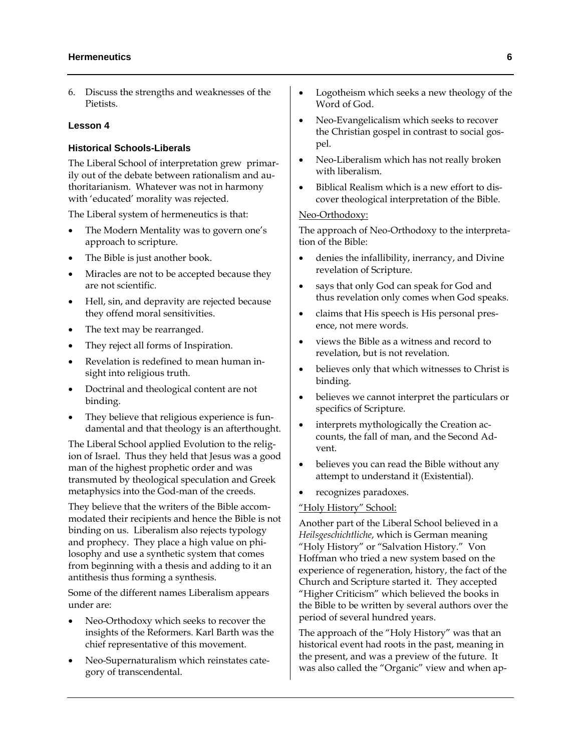6. Discuss the strengths and weaknesses of the Pietists.

### Lesson 4

#### Historical Schools-Liberals

The Liberal School of interpretation grew primarily out of the debate between rationalism and authoritarianism. Whatever was not in harmony with 'educated' morality was rejected.

The Liberal system of hermeneutics is that:

- The Modern Mentality was to govern one's approach to scripture.
- The Bible is just another book.
- Miracles are not to be accepted because they are not scientific.
- Hell, sin, and depravity are rejected because they offend moral sensitivities.
- The text may be rearranged.
- They reject all forms of Inspiration.
- Revelation is redefined to mean human insight into religious truth.
- Doctrinal and theological content are not binding.
- They believe that religious experience is fundamental and that theology is an afterthought.

The Liberal School applied Evolution to the religion of Israel. Thus they held that Jesus was a good man of the highest prophetic order and was transmuted by theological speculation and Greek metaphysics into the God-man of the creeds.

They believe that the writers of the Bible accommodated their recipients and hence the Bible is not binding on us. Liberalism also rejects typology and prophecy. They place a high value on philosophy and use a synthetic system that comes from beginning with a thesis and adding to it an antithesis thus forming a synthesis.

Some of the different names Liberalism appears under are:

- Neo-Orthodoxy which seeks to recover the insights of the Reformers. Karl Barth was the chief representative of this movement.
- Neo-Supernaturalism which reinstates category of transcendental.
- Logotheism which seeks a new theology of the Word of God.
- Neo-Evangelicalism which seeks to recover the Christian gospel in contrast to social gospel.
- Neo-Liberalism which has not really broken with liberalism.
- Biblical Realism which is a new effort to discover theological interpretation of the Bible.

<u>Neo-Orthodoxy:</u>

The approach of Neo-Orthodoxy to the interpretation of the Bible:

- denies the infallibility, inerrancy, and Divine revelation of Scripture.
- says that only God can speak for God and thus revelation only comes when God speaks.
- claims that His speech is His personal presence, not mere words.
- views the Bible as a witness and record to revelation, but is not revelation.
- believes only that which witnesses to Christ is binding.
- believes we cannot interpret the particulars or specifics of Scripture.
- interprets mythologically the Creation accounts, the fall of man, and the Second Advent.
- believes you can read the Bible without any attempt to understand it (Existential).
- recognizes paradoxes.

<u>"Holy History" School:</u>

Another part of the Liberal School believed in a *Heilsgeschichtliche*, which is German meaning "Holy History" or "Salvation History." Von Hoffman who tried a new system based on the experience of regeneration, history, the fact of the Church and Scripture started it. They accepted "Higher Criticism" which believed the books in the Bible to be written by several authors over the period of several hundred years.

The approach of the "Holy History" was that an historical event had roots in the past, meaning in the present, and was a preview of the future. It was also called the "Organic" view and when ap-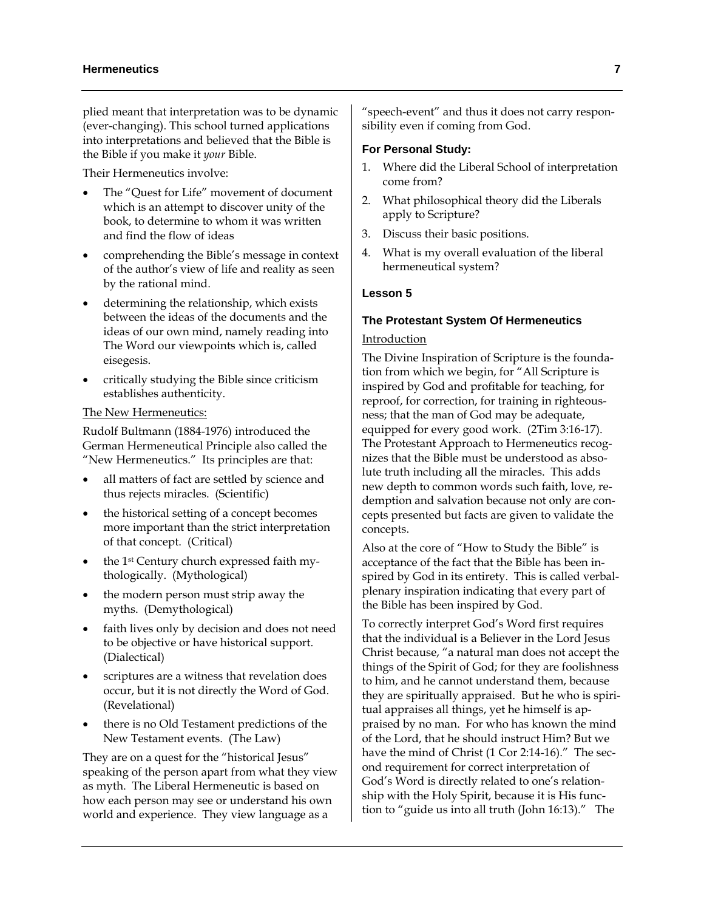plied meant that interpretation was to be dynamic (ever-changing). This school turned applications into interpretations and believed that the Bible is the Bible if you make it *your* Bible.

Their Hermeneutics involve:

- The "Quest for Life" movement of document which is an attempt to discover unity of the book, to determine to whom it was written and find the flow of ideas
- comprehending the Bible's message in context of the author's view of life and reality as seen by the rational mind.
- determining the relationship, which exists between the ideas of the documents and the ideas of our own mind, namely reading into The Word our viewpoints which is, called eisegesis.
- critically studying the Bible since criticism establishes authenticity.

<u>The New Hermeneutics:</u>

Rudolf Bultmann (1884-1976) introduced the German Hermeneutical Principle also called the "New Hermeneutics." Its principles are that:

- all matters of fact are settled by science and thus rejects miracles. (Scientific)
- the historical setting of a concept becomes more important than the strict interpretation of that concept. (Critical)
- the 1st Century church expressed faith mythologically. (Mythological)
- the modern person must strip away the myths. (Demythological)
- faith lives only by decision and does not need to be objective or have historical support. (Dialectical)
- scriptures are a witness that revelation does occur, but it is not directly the Word of God. (Revelational)
- there is no Old Testament predictions of the New Testament events. (The Law)

They are on a quest for the "historical Jesus" speaking of the person apart from what they view as myth. The Liberal Hermeneutic is based on how each person may see or understand his own world and experience. They view language as a "speech-event" and thus it does not carry responsibility even if coming from God.

### For Personal Study:

1. Where did the Liberal School of interpretation come from?
2. What philosophical theory did the Liberals apply to Scripture?
3. Discuss their basic positions.
4. What is my overall evaluation of the liberal hermeneutical system?

## Lesson 5

### The Protestant System Of Hermeneutics

<u>Introduction</u>

The Divine Inspiration of Scripture is the foundation from which we begin, for "All Scripture is inspired by God and profitable for teaching, for reproof, for correction, for training in righteousness; that the man of God may be adequate, equipped for every good work. (2Tim 3:16-17). The Protestant Approach to Hermeneutics recognizes that the Bible must be understood as absolute truth including all the miracles. This adds new depth to common words such faith, love, redemption and salvation because not only are concepts presented but facts are given to validate the concepts.

Also at the core of "How to Study the Bible" is acceptance of the fact that the Bible has been inspired by God in its entirety. This is called verbal-plenary inspiration indicating that every part of the Bible has been inspired by God.

To correctly interpret God's Word first requires that the individual is a Believer in the Lord Jesus Christ because, "a natural man does not accept the things of the Spirit of God; for they are foolishness to him, and he cannot understand them, because they are spiritually appraised. But he who is spiritual appraises all things, yet he himself is appraised by no man. For who has known the mind of the Lord, that he should instruct Him? But we have the mind of Christ (1 Cor 2:14-16)." The second requirement for correct interpretation of God's Word is directly related to one's relationship with the Holy Spirit, because it is His function to "guide us into all truth (John 16:13)." The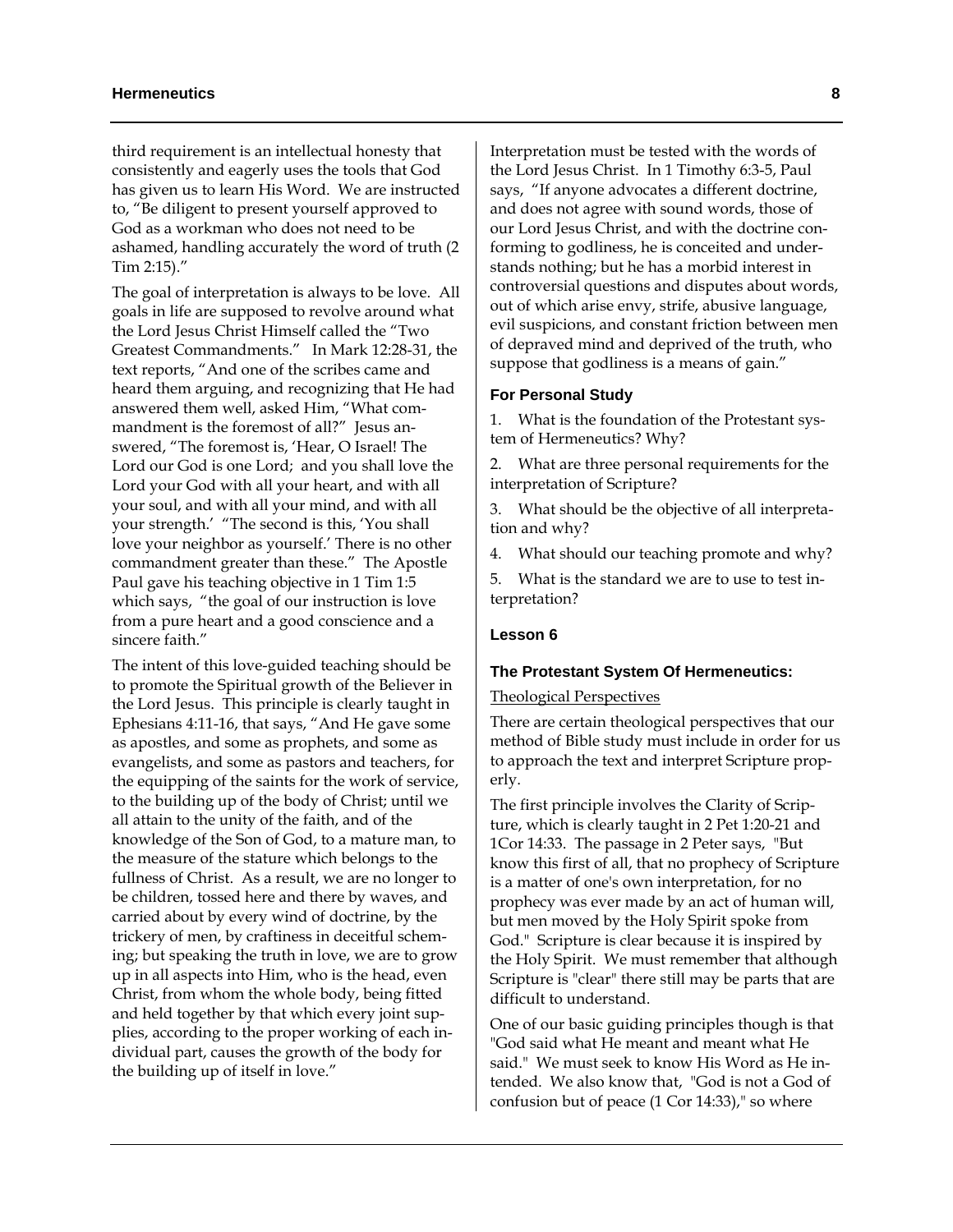third requirement is an intellectual honesty that consistently and eagerly uses the tools that God has given us to learn His Word. We are instructed to, "Be diligent to present yourself approved to God as a workman who does not need to be ashamed, handling accurately the word of truth (2 Tim 2:15)."

The goal of interpretation is always to be love. All goals in life are supposed to revolve around what the Lord Jesus Christ Himself called the "Two Greatest Commandments." In Mark 12:28-31, the text reports, "And one of the scribes came and heard them arguing, and recognizing that He had answered them well, asked Him, "What commandment is the foremost of all?" Jesus answered, "The foremost is, 'Hear, O Israel! The Lord our God is one Lord; and you shall love the Lord your God with all your heart, and with all your soul, and with all your mind, and with all your strength.' "The second is this, 'You shall love your neighbor as yourself.' There is no other commandment greater than these." The Apostle Paul gave his teaching objective in 1 Tim 1:5 which says, "the goal of our instruction is love from a pure heart and a good conscience and a sincere faith."

The intent of this love-guided teaching should be to promote the Spiritual growth of the Believer in the Lord Jesus. This principle is clearly taught in Ephesians 4:11-16, that says, "And He gave some as apostles, and some as prophets, and some as evangelists, and some as pastors and teachers, for the equipping of the saints for the work of service, to the building up of the body of Christ; until we all attain to the unity of the faith, and of the knowledge of the Son of God, to a mature man, to the measure of the stature which belongs to the fullness of Christ. As a result, we are no longer to be children, tossed here and there by waves, and carried about by every wind of doctrine, by the trickery of men, by craftiness in deceitful scheming; but speaking the truth in love, we are to grow up in all aspects into Him, who is the head, even Christ, from whom the whole body, being fitted and held together by that which every joint supplies, according to the proper working of each individual part, causes the growth of the body for the building up of itself in love."

Interpretation must be tested with the words of the Lord Jesus Christ. In 1 Timothy 6:3-5, Paul says, "If anyone advocates a different doctrine, and does not agree with sound words, those of our Lord Jesus Christ, and with the doctrine conforming to godliness, he is conceited and understands nothing; but he has a morbid interest in controversial questions and disputes about words, out of which arise envy, strife, abusive language, evil suspicions, and constant friction between men of depraved mind and deprived of the truth, who suppose that godliness is a means of gain."

### For Personal Study

1. What is the foundation of the Protestant system of Hermeneutics? Why?
2. What are three personal requirements for the interpretation of Scripture?
3. What should be the objective of all interpretation and why?
4. What should our teaching promote and why?
5. What is the standard we are to use to test interpretation?

## Lesson 6

### The Protestant System Of Hermeneutics:

Theological Perspectives

There are certain theological perspectives that our method of Bible study must include in order for us to approach the text and interpret Scripture properly.

The first principle involves the Clarity of Scripture, which is clearly taught in 2 Pet 1:20-21 and 1Cor 14:33. The passage in 2 Peter says, "But know this first of all, that no prophecy of Scripture is a matter of one's own interpretation, for no prophecy was ever made by an act of human will, but men moved by the Holy Spirit spoke from God." Scripture is clear because it is inspired by the Holy Spirit. We must remember that although Scripture is "clear" there still may be parts that are difficult to understand.

One of our basic guiding principles though is that "God said what He meant and meant what He said." We must seek to know His Word as He intended. We also know that, "God is not a God of confusion but of peace (1 Cor 14:33)," so where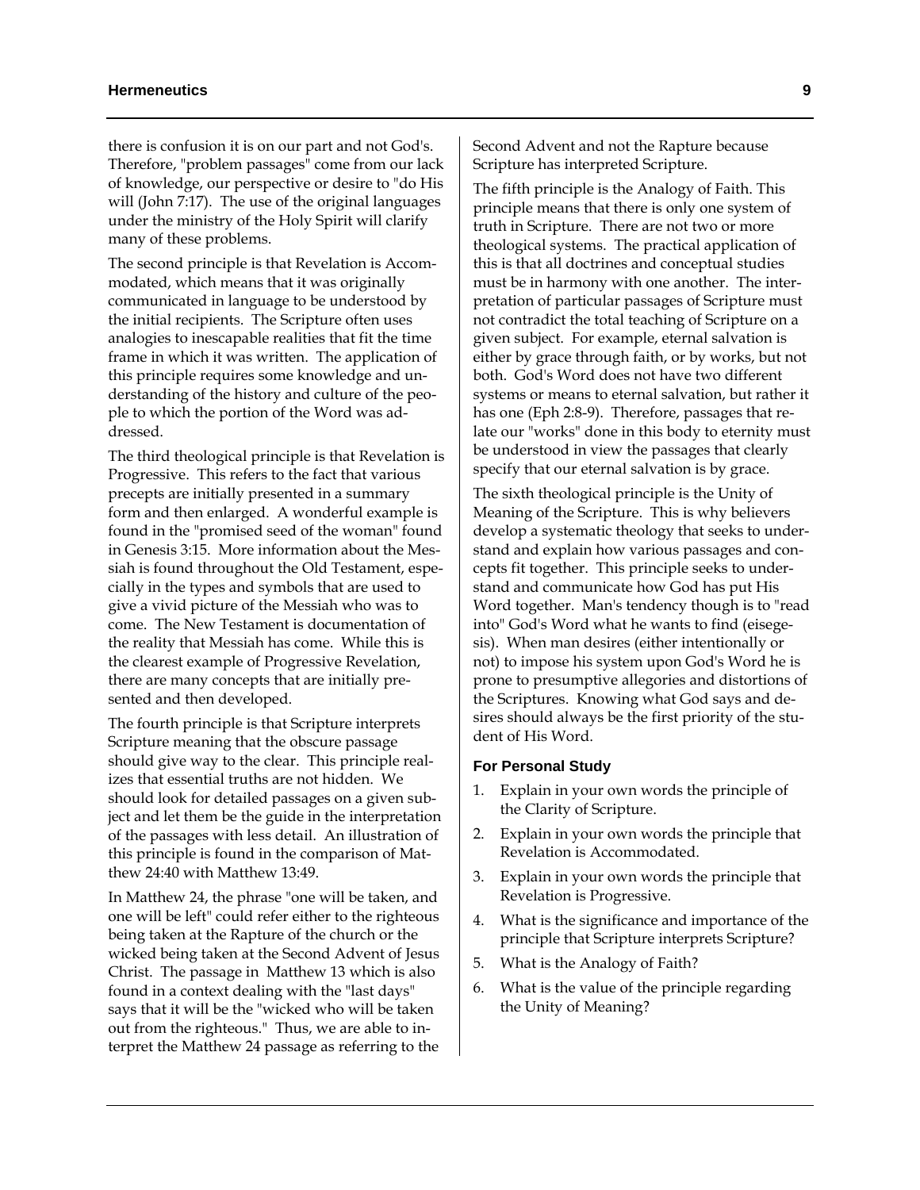there is confusion it is on our part and not God's. Therefore, "problem passages" come from our lack of knowledge, our perspective or desire to "do His will (John 7:17). The use of the original languages under the ministry of the Holy Spirit will clarify many of these problems.

The second principle is that Revelation is Accommodated, which means that it was originally communicated in language to be understood by the initial recipients. The Scripture often uses analogies to inescapable realities that fit the time frame in which it was written. The application of this principle requires some knowledge and understanding of the history and culture of the people to which the portion of the Word was addressed.

The third theological principle is that Revelation is Progressive. This refers to the fact that various precepts are initially presented in a summary form and then enlarged. A wonderful example is found in the "promised seed of the woman" found in Genesis 3:15. More information about the Messiah is found throughout the Old Testament, especially in the types and symbols that are used to give a vivid picture of the Messiah who was to come. The New Testament is documentation of the reality that Messiah has come. While this is the clearest example of Progressive Revelation, there are many concepts that are initially presented and then developed.

The fourth principle is that Scripture interprets Scripture meaning that the obscure passage should give way to the clear. This principle realizes that essential truths are not hidden. We should look for detailed passages on a given subject and let them be the guide in the interpretation of the passages with less detail. An illustration of this principle is found in the comparison of Matthew 24:40 with Matthew 13:49.

In Matthew 24, the phrase "one will be taken, and one will be left" could refer either to the righteous being taken at the Rapture of the church or the wicked being taken at the Second Advent of Jesus Christ. The passage in Matthew 13 which is also found in a context dealing with the "last days" says that it will be the "wicked who will be taken out from the righteous." Thus, we are able to interpret the Matthew 24 passage as referring to the Second Advent and not the Rapture because Scripture has interpreted Scripture.

The fifth principle is the Analogy of Faith. This principle means that there is only one system of truth in Scripture. There are not two or more theological systems. The practical application of this is that all doctrines and conceptual studies must be in harmony with one another. The interpretation of particular passages of Scripture must not contradict the total teaching of Scripture on a given subject. For example, eternal salvation is either by grace through faith, or by works, but not both. God's Word does not have two different systems or means to eternal salvation, but rather it has one (Eph 2:8-9). Therefore, passages that relate our "works" done in this body to eternity must be understood in view the passages that clearly specify that our eternal salvation is by grace.

The sixth theological principle is the Unity of Meaning of the Scripture. This is why believers develop a systematic theology that seeks to understand and explain how various passages and concepts fit together. This principle seeks to understand and communicate how God has put His Word together. Man's tendency though is to "read into" God's Word what he wants to find (eisegesis). When man desires (either intentionally or not) to impose his system upon God's Word he is prone to presumptive allegories and distortions of the Scriptures. Knowing what God says and desires should always be the first priority of the student of His Word.

### For Personal Study

1. Explain in your own words the principle of the Clarity of Scripture.
2. Explain in your own words the principle that Revelation is Accommodated.
3. Explain in your own words the principle that Revelation is Progressive.
4. What is the significance and importance of the principle that Scripture interprets Scripture?
5. What is the Analogy of Faith?
6. What is the value of the principle regarding the Unity of Meaning?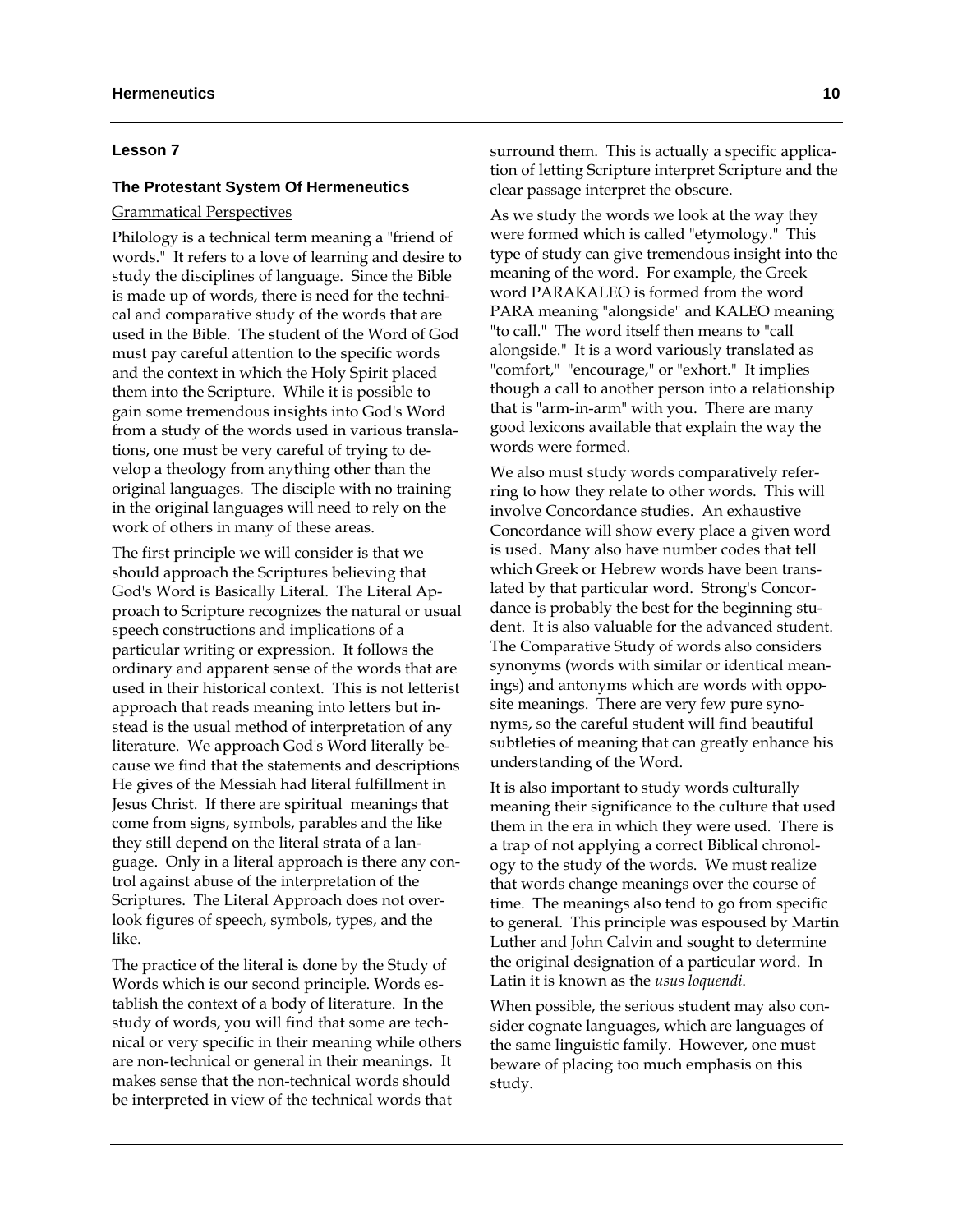## Lesson 7

### The Protestant System Of Hermeneutics

Grammatical Perspectives

Philology is a technical term meaning a "friend of words." It refers to a love of learning and desire to study the disciplines of language. Since the Bible is made up of words, there is need for the technical and comparative study of the words that are used in the Bible. The student of the Word of God must pay careful attention to the specific words and the context in which the Holy Spirit placed them into the Scripture. While it is possible to gain some tremendous insights into God's Word from a study of the words used in various translations, one must be very careful of trying to develop a theology from anything other than the original languages. The disciple with no training in the original languages will need to rely on the work of others in many of these areas.

The first principle we will consider is that we should approach the Scriptures believing that God's Word is Basically Literal. The Literal Approach to Scripture recognizes the natural or usual speech constructions and implications of a particular writing or expression. It follows the ordinary and apparent sense of the words that are used in their historical context. This is not letterist approach that reads meaning into letters but instead is the usual method of interpretation of any literature. We approach God's Word literally because we find that the statements and descriptions He gives of the Messiah had literal fulfillment in Jesus Christ. If there are spiritual meanings that come from signs, symbols, parables and the like they still depend on the literal strata of a language. Only in a literal approach is there any control against abuse of the interpretation of the Scriptures. The Literal Approach does not overlook figures of speech, symbols, types, and the like.

The practice of the literal is done by the Study of Words which is our second principle. Words establish the context of a body of literature. In the study of words, you will find that some are technical or very specific in their meaning while others are non-technical or general in their meanings. It makes sense that the non-technical words should be interpreted in view of the technical words that surround them. This is actually a specific application of letting Scripture interpret Scripture and the clear passage interpret the obscure.

As we study the words we look at the way they were formed which is called "etymology." This type of study can give tremendous insight into the meaning of the word. For example, the Greek word PARAKALEO is formed from the word PARA meaning "alongside" and KALEO meaning "to call." The word itself then means to "call alongside." It is a word variously translated as "comfort," "encourage," or "exhort." It implies though a call to another person into a relationship that is "arm-in-arm" with you. There are many good lexicons available that explain the way the words were formed.

We also must study words comparatively referring to how they relate to other words. This will involve Concordance studies. An exhaustive Concordance will show every place a given word is used. Many also have number codes that tell which Greek or Hebrew words have been translated by that particular word. Strong's Concordance is probably the best for the beginning student. It is also valuable for the advanced student. The Comparative Study of words also considers synonyms (words with similar or identical meanings) and antonyms which are words with opposite meanings. There are very few pure synonyms, so the careful student will find beautiful subtleties of meaning that can greatly enhance his understanding of the Word.

It is also important to study words culturally meaning their significance to the culture that used them in the era in which they were used. There is a trap of not applying a correct Biblical chronology to the study of the words. We must realize that words change meanings over the course of time. The meanings also tend to go from specific to general. This principle was espoused by Martin Luther and John Calvin and sought to determine the original designation of a particular word. In Latin it is known as the *usus loquendi*.

When possible, the serious student may also consider cognate languages, which are languages of the same linguistic family. However, one must beware of placing too much emphasis on this study.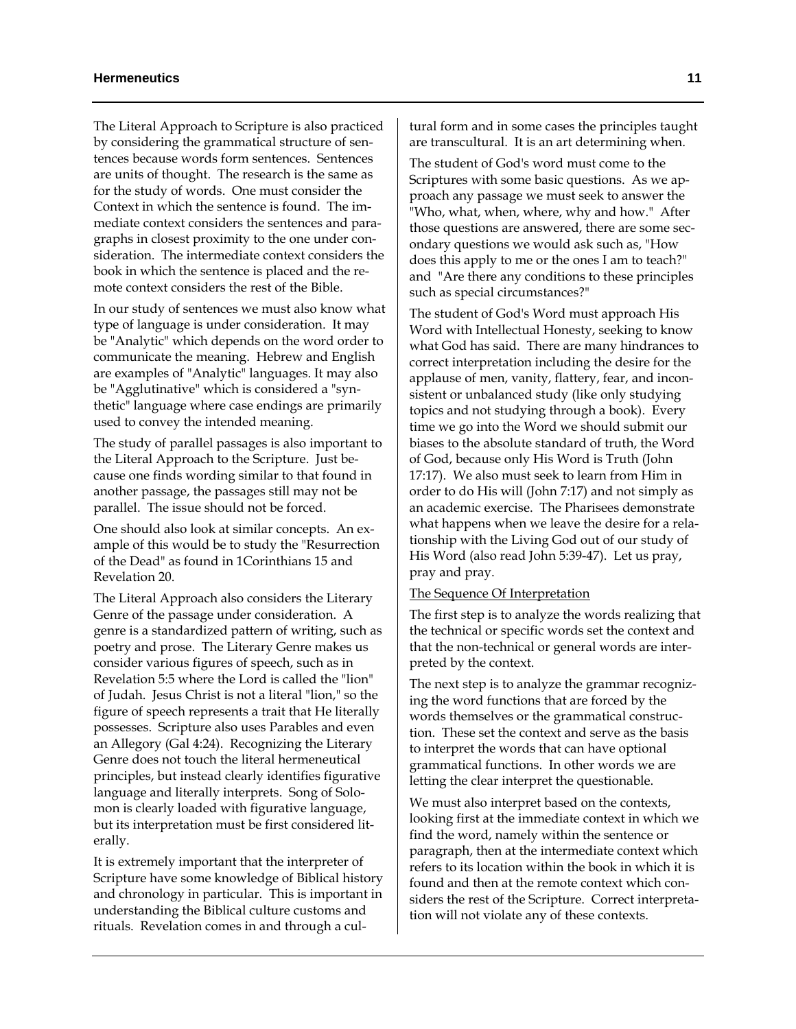The Literal Approach to Scripture is also practiced by considering the grammatical structure of sentences because words form sentences. Sentences are units of thought. The research is the same as for the study of words. One must consider the Context in which the sentence is found. The immediate context considers the sentences and paragraphs in closest proximity to the one under consideration. The intermediate context considers the book in which the sentence is placed and the remote context considers the rest of the Bible.

In our study of sentences we must also know what type of language is under consideration. It may be "Analytic" which depends on the word order to communicate the meaning. Hebrew and English are examples of "Analytic" languages. It may also be "Agglutinative" which is considered a "synthetic" language where case endings are primarily used to convey the intended meaning.

The study of parallel passages is also important to the Literal Approach to the Scripture. Just because one finds wording similar to that found in another passage, the passages still may not be parallel. The issue should not be forced.

One should also look at similar concepts. An example of this would be to study the "Resurrection of the Dead" as found in 1Corinthians 15 and Revelation 20.

The Literal Approach also considers the Literary Genre of the passage under consideration. A genre is a standardized pattern of writing, such as poetry and prose. The Literary Genre makes us consider various figures of speech, such as in Revelation 5:5 where the Lord is called the "lion" of Judah. Jesus Christ is not a literal "lion," so the figure of speech represents a trait that He literally possesses. Scripture also uses Parables and even an Allegory (Gal 4:24). Recognizing the Literary Genre does not touch the literal hermeneutical principles, but instead clearly identifies figurative language and literally interprets. Song of Solomon is clearly loaded with figurative language, but its interpretation must be first considered literally.

It is extremely important that the interpreter of Scripture have some knowledge of Biblical history and chronology in particular. This is important in understanding the Biblical culture customs and rituals. Revelation comes in and through a cultural form and in some cases the principles taught are transcultural. It is an art determining when.

The student of God's word must come to the Scriptures with some basic questions. As we approach any passage we must seek to answer the "Who, what, when, where, why and how." After those questions are answered, there are some secondary questions we would ask such as, "How does this apply to me or the ones I am to teach?" and "Are there any conditions to these principles such as special circumstances?"

The student of God's Word must approach His Word with Intellectual Honesty, seeking to know what God has said. There are many hindrances to correct interpretation including the desire for the applause of men, vanity, flattery, fear, and inconsistent or unbalanced study (like only studying topics and not studying through a book). Every time we go into the Word we should submit our biases to the absolute standard of truth, the Word of God, because only His Word is Truth (John 17:17). We also must seek to learn from Him in order to do His will (John 7:17) and not simply as an academic exercise. The Pharisees demonstrate what happens when we leave the desire for a relationship with the Living God out of our study of His Word (also read John 5:39-47). Let us pray, pray and pray.

<u>The Sequence Of Interpretation</u>

The first step is to analyze the words realizing that the technical or specific words set the context and that the non-technical or general words are interpreted by the context.

The next step is to analyze the grammar recognizing the word functions that are forced by the words themselves or the grammatical construction. These set the context and serve as the basis to interpret the words that can have optional grammatical functions. In other words we are letting the clear interpret the questionable.

We must also interpret based on the contexts, looking first at the immediate context in which we find the word, namely within the sentence or paragraph, then at the intermediate context which refers to its location within the book in which it is found and then at the remote context which considers the rest of the Scripture. Correct interpretation will not violate any of these contexts.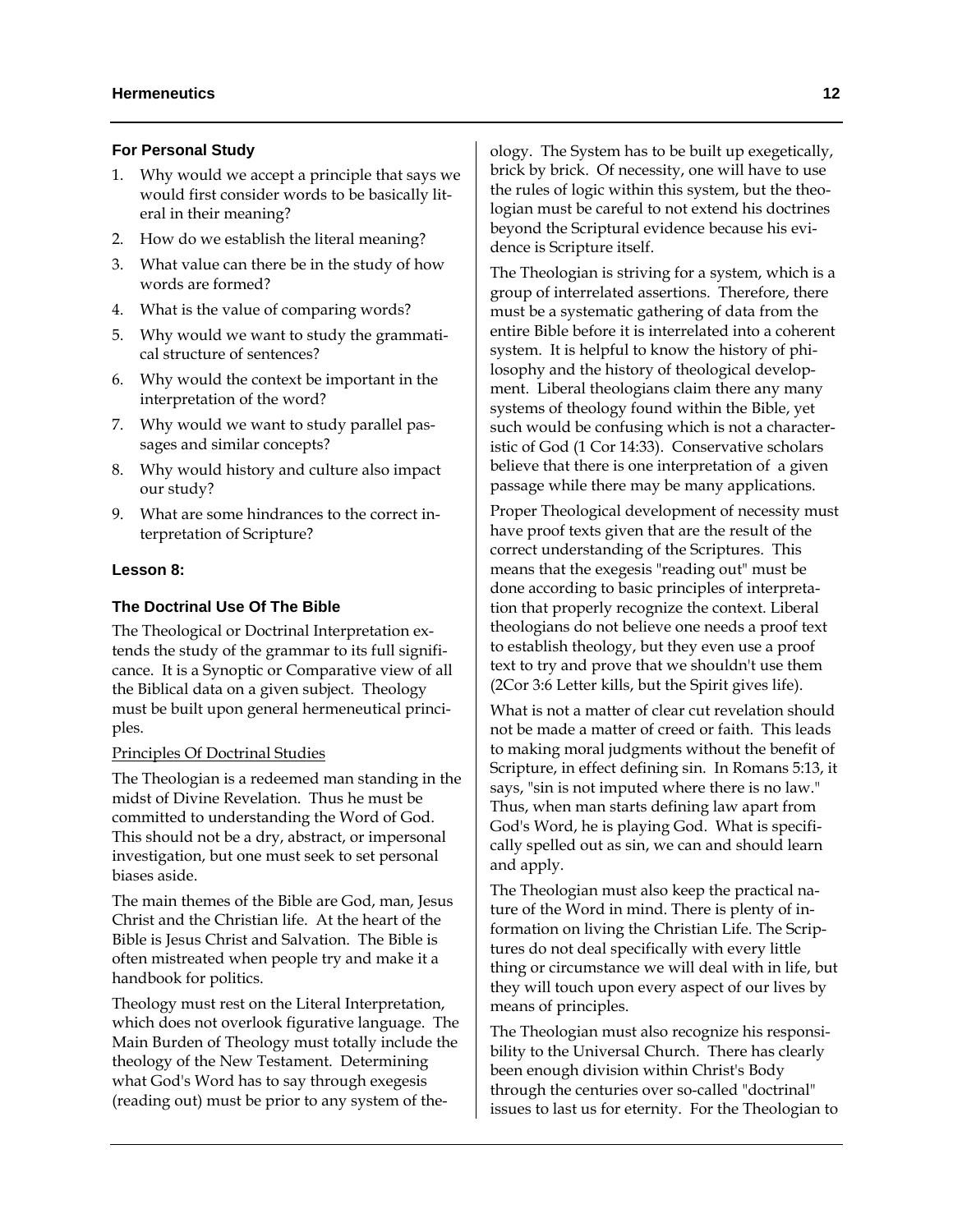**For Personal Study**

1. Why would we accept a principle that says we would first consider words to be basically literal in their meaning?
2. How do we establish the literal meaning?
3. What value can there be in the study of how words are formed?
4. What is the value of comparing words?
5. Why would we want to study the grammatical structure of sentences?
6. Why would the context be important in the interpretation of the word?
7. Why would we want to study parallel passages and similar concepts?
8. Why would history and culture also impact our study?
9. What are some hindrances to the correct interpretation of Scripture?

## Lesson 8:

### The Doctrinal Use Of The Bible

The Theological or Doctrinal Interpretation extends the study of the grammar to its full significance. It is a Synoptic or Comparative view of all the Biblical data on a given subject. Theology must be built upon general hermeneutical principles.

Principles Of Doctrinal Studies

The Theologian is a redeemed man standing in the midst of Divine Revelation. Thus he must be committed to understanding the Word of God. This should not be a dry, abstract, or impersonal investigation, but one must seek to set personal biases aside.

The main themes of the Bible are God, man, Jesus Christ and the Christian life. At the heart of the Bible is Jesus Christ and Salvation. The Bible is often mistreated when people try and make it a handbook for politics.

Theology must rest on the Literal Interpretation, which does not overlook figurative language. The Main Burden of Theology must totally include the theology of the New Testament. Determining what God's Word has to say through exegesis (reading out) must be prior to any system of theology. The System has to be built up exegetically, brick by brick. Of necessity, one will have to use the rules of logic within this system, but the theologian must be careful to not extend his doctrines beyond the Scriptural evidence because his evidence is Scripture itself.

The Theologian is striving for a system, which is a group of interrelated assertions. Therefore, there must be a systematic gathering of data from the entire Bible before it is interrelated into a coherent system. It is helpful to know the history of philosophy and the history of theological development. Liberal theologians claim there any many systems of theology found within the Bible, yet such would be confusing which is not a characteristic of God (1 Cor 14:33). Conservative scholars believe that there is one interpretation of a given passage while there may be many applications.

Proper Theological development of necessity must have proof texts given that are the result of the correct understanding of the Scriptures. This means that the exegesis "reading out" must be done according to basic principles of interpretation that properly recognize the context. Liberal theologians do not believe one needs a proof text to establish theology, but they even use a proof text to try and prove that we shouldn't use them (2Cor 3:6 Letter kills, but the Spirit gives life).

What is not a matter of clear cut revelation should not be made a matter of creed or faith. This leads to making moral judgments without the benefit of Scripture, in effect defining sin. In Romans 5:13, it says, "sin is not imputed where there is no law." Thus, when man starts defining law apart from God's Word, he is playing God. What is specifically spelled out as sin, we can and should learn and apply.

The Theologian must also keep the practical nature of the Word in mind. There is plenty of information on living the Christian Life. The Scriptures do not deal specifically with every little thing or circumstance we will deal with in life, but they will touch upon every aspect of our lives by means of principles.

The Theologian must also recognize his responsibility to the Universal Church. There has clearly been enough division within Christ's Body through the centuries over so-called "doctrinal" issues to last us for eternity. For the Theologian to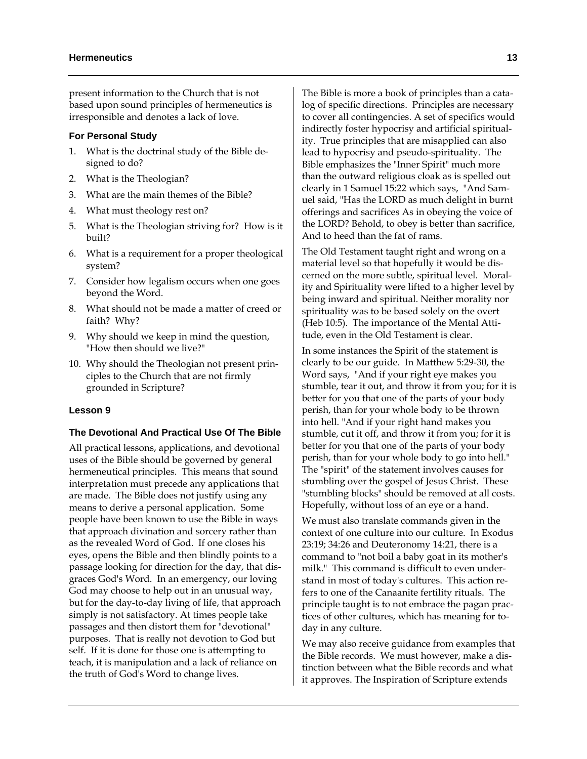present information to the Church that is not based upon sound principles of hermeneutics is irresponsible and denotes a lack of love.

### For Personal Study

1. What is the doctrinal study of the Bible designed to do?
2. What is the Theologian?
3. What are the main themes of the Bible?
4. What must theology rest on?
5. What is the Theologian striving for? How is it built?
6. What is a requirement for a proper theological system?
7. Consider how legalism occurs when one goes beyond the Word.
8. What should not be made a matter of creed or faith? Why?
9. Why should we keep in mind the question, "How then should we live?"
10. Why should the Theologian not present principles to the Church that are not firmly grounded in Scripture?

## Lesson 9

### The Devotional And Practical Use Of The Bible

All practical lessons, applications, and devotional uses of the Bible should be governed by general hermeneutical principles. This means that sound interpretation must precede any applications that are made. The Bible does not justify using any means to derive a personal application. Some people have been known to use the Bible in ways that approach divination and sorcery rather than as the revealed Word of God. If one closes his eyes, opens the Bible and then blindly points to a passage looking for direction for the day, that disgraces God's Word. In an emergency, our loving God may choose to help out in an unusual way, but for the day-to-day living of life, that approach simply is not satisfactory. At times people take passages and then distort them for "devotional" purposes. That is really not devotion to God but self. If it is done for those one is attempting to teach, it is manipulation and a lack of reliance on the truth of God's Word to change lives.

The Bible is more a book of principles than a catalog of specific directions. Principles are necessary to cover all contingencies. A set of specifics would indirectly foster hypocrisy and artificial spirituality. True principles that are misapplied can also lead to hypocrisy and pseudo-spirituality. The Bible emphasizes the "Inner Spirit" much more than the outward religious cloak as is spelled out clearly in 1 Samuel 15:22 which says, "And Samuel said, "Has the LORD as much delight in burnt offerings and sacrifices As in obeying the voice of the LORD? Behold, to obey is better than sacrifice, And to heed than the fat of rams.

The Old Testament taught right and wrong on a material level so that hopefully it would be discerned on the more subtle, spiritual level. Morality and Spirituality were lifted to a higher level by being inward and spiritual. Neither morality nor spirituality was to be based solely on the overt (Heb 10:5). The importance of the Mental Attitude, even in the Old Testament is clear.

In some instances the Spirit of the statement is clearly to be our guide. In Matthew 5:29-30, the Word says, "And if your right eye makes you stumble, tear it out, and throw it from you; for it is better for you that one of the parts of your body perish, than for your whole body to be thrown into hell. "And if your right hand makes you stumble, cut it off, and throw it from you; for it is better for you that one of the parts of your body perish, than for your whole body to go into hell." The "spirit" of the statement involves causes for stumbling over the gospel of Jesus Christ. These "stumbling blocks" should be removed at all costs. Hopefully, without loss of an eye or a hand.

We must also translate commands given in the context of one culture into our culture. In Exodus 23:19; 34:26 and Deuteronomy 14:21, there is a command to "not boil a baby goat in its mother's milk." This command is difficult to even understand in most of today's cultures. This action refers to one of the Canaanite fertility rituals. The principle taught is to not embrace the pagan practices of other cultures, which has meaning for today in any culture.

We may also receive guidance from examples that the Bible records. We must however, make a distinction between what the Bible records and what it approves. The Inspiration of Scripture extends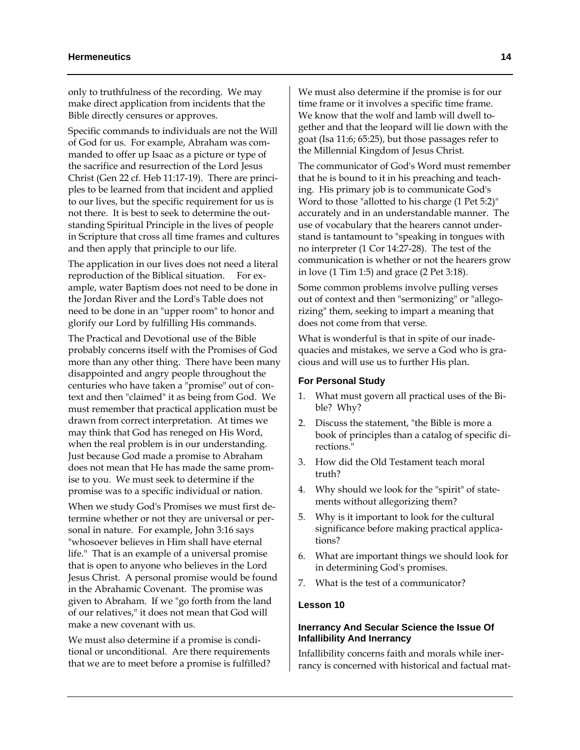only to truthfulness of the recording. We may make direct application from incidents that the Bible directly censures or approves.

Specific commands to individuals are not the Will of God for us. For example, Abraham was commanded to offer up Isaac as a picture or type of the sacrifice and resurrection of the Lord Jesus Christ (Gen 22 cf. Heb 11:17-19). There are principles to be learned from that incident and applied to our lives, but the specific requirement for us is not there. It is best to seek to determine the outstanding Spiritual Principle in the lives of people in Scripture that cross all time frames and cultures and then apply that principle to our life.

The application in our lives does not need a literal reproduction of the Biblical situation. For example, water Baptism does not need to be done in the Jordan River and the Lord's Table does not need to be done in an "upper room" to honor and glorify our Lord by fulfilling His commands.

The Practical and Devotional use of the Bible probably concerns itself with the Promises of God more than any other thing. There have been many disappointed and angry people throughout the centuries who have taken a "promise" out of context and then "claimed" it as being from God. We must remember that practical application must be drawn from correct interpretation. At times we may think that God has reneged on His Word, when the real problem is in our understanding. Just because God made a promise to Abraham does not mean that He has made the same promise to you. We must seek to determine if the promise was to a specific individual or nation.

When we study God's Promises we must first determine whether or not they are universal or personal in nature. For example, John 3:16 says "whosoever believes in Him shall have eternal life." That is an example of a universal promise that is open to anyone who believes in the Lord Jesus Christ. A personal promise would be found in the Abrahamic Covenant. The promise was given to Abraham. If we "go forth from the land of our relatives," it does not mean that God will make a new covenant with us.

We must also determine if a promise is conditional or unconditional. Are there requirements that we are to meet before a promise is fulfilled?

We must also determine if the promise is for our time frame or it involves a specific time frame. We know that the wolf and lamb will dwell together and that the leopard will lie down with the goat (Isa 11:6; 65:25), but those passages refer to the Millennial Kingdom of Jesus Christ.

The communicator of God's Word must remember that he is bound to it in his preaching and teaching. His primary job is to communicate God's Word to those "allotted to his charge (1 Pet 5:2)" accurately and in an understandable manner. The use of vocabulary that the hearers cannot understand is tantamount to "speaking in tongues with no interpreter (1 Cor 14:27-28). The test of the communication is whether or not the hearers grow in love (1 Tim 1:5) and grace (2 Pet 3:18).

Some common problems involve pulling verses out of context and then "sermonizing" or "allegorizing" them, seeking to impart a meaning that does not come from that verse.

What is wonderful is that in spite of our inadequacies and mistakes, we serve a God who is gracious and will use us to further His plan.

#### For Personal Study

1. What must govern all practical uses of the Bible? Why?
2. Discuss the statement, "the Bible is more a book of principles than a catalog of specific directions."
3. How did the Old Testament teach moral truth?
4. Why should we look for the "spirit" of statements without allegorizing them?
5. Why is it important to look for the cultural significance before making practical applications?
6. What are important things we should look for in determining God's promises.
7. What is the test of a communicator?

## Lesson 10

### Inerrancy And Secular Science the Issue Of Infallibility And Inerrancy

Infallibility concerns faith and morals while inerrancy is concerned with historical and factual mat-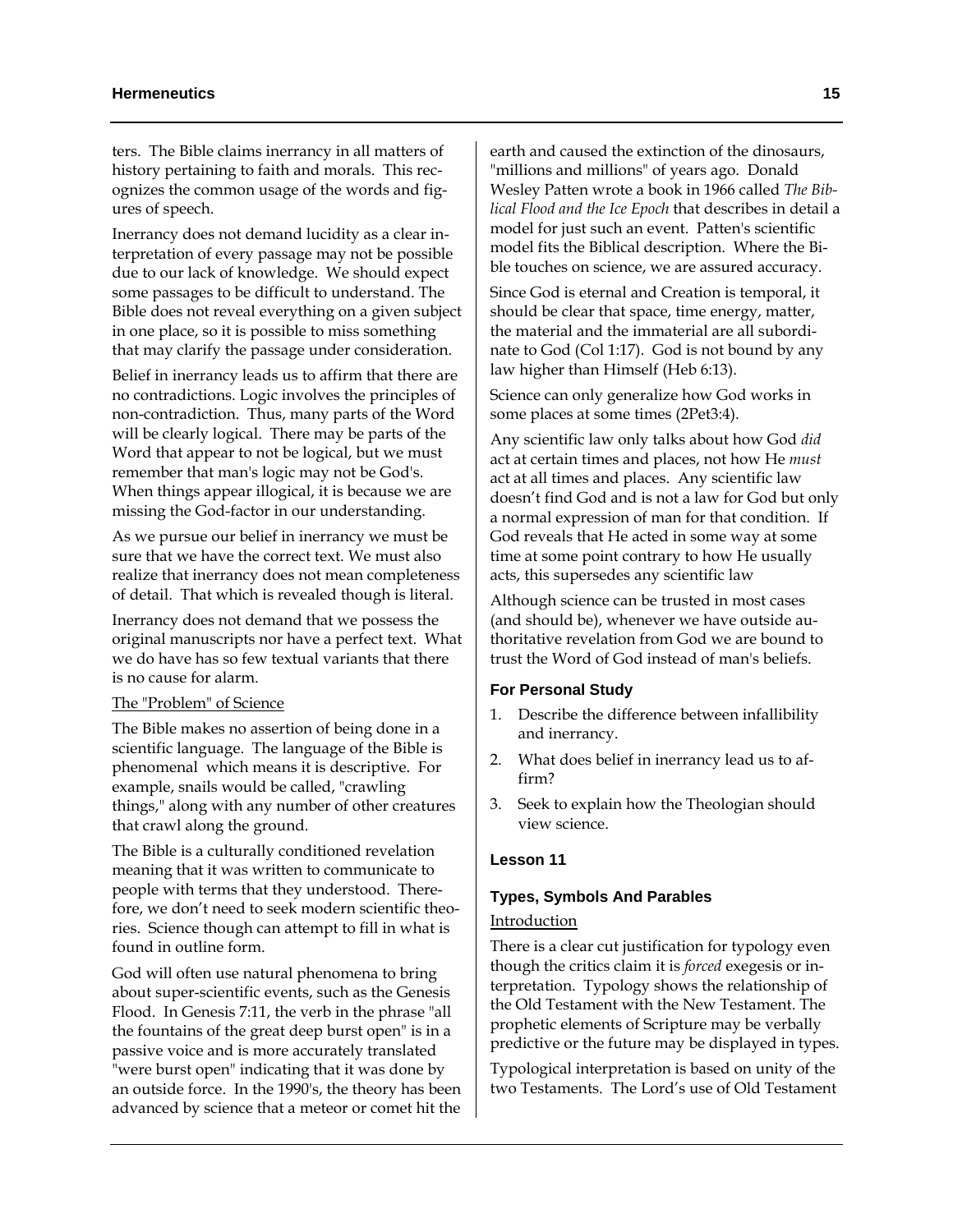ters. The Bible claims inerrancy in all matters of history pertaining to faith and morals. This recognizes the common usage of the words and figures of speech.

Inerrancy does not demand lucidity as a clear interpretation of every passage may not be possible due to our lack of knowledge. We should expect some passages to be difficult to understand. The Bible does not reveal everything on a given subject in one place, so it is possible to miss something that may clarify the passage under consideration.

Belief in inerrancy leads us to affirm that there are no contradictions. Logic involves the principles of non-contradiction. Thus, many parts of the Word will be clearly logical. There may be parts of the Word that appear to not be logical, but we must remember that man's logic may not be God's. When things appear illogical, it is because we are missing the God-factor in our understanding.

As we pursue our belief in inerrancy we must be sure that we have the correct text. We must also realize that inerrancy does not mean completeness of detail. That which is revealed though is literal.

Inerrancy does not demand that we possess the original manuscripts nor have a perfect text. What we do have has so few textual variants that there is no cause for alarm.

The "Problem" of Science

The Bible makes no assertion of being done in a scientific language. The language of the Bible is phenomenal which means it is descriptive. For example, snails would be called, "crawling things," along with any number of other creatures that crawl along the ground.

The Bible is a culturally conditioned revelation meaning that it was written to communicate to people with terms that they understood. Therefore, we don't need to seek modern scientific theories. Science though can attempt to fill in what is found in outline form.

God will often use natural phenomena to bring about super-scientific events, such as the Genesis Flood. In Genesis 7:11, the verb in the phrase "all the fountains of the great deep burst open" is in a passive voice and is more accurately translated "were burst open" indicating that it was done by an outside force. In the 1990's, the theory has been advanced by science that a meteor or comet hit the earth and caused the extinction of the dinosaurs, "millions and millions" of years ago. Donald Wesley Patten wrote a book in 1966 called *The Biblical Flood and the Ice Epoch* that describes in detail a model for just such an event. Patten's scientific model fits the Biblical description. Where the Bible touches on science, we are assured accuracy.

Since God is eternal and Creation is temporal, it should be clear that space, time energy, matter, the material and the immaterial are all subordinate to God (Col 1:17). God is not bound by any law higher than Himself (Heb 6:13).

Science can only generalize how God works in some places at some times (2Pet3:4).

Any scientific law only talks about how God *did* act at certain times and places, not how He *must* act at all times and places. Any scientific law doesn't find God and is not a law for God but only a normal expression of man for that condition. If God reveals that He acted in some way at some time at some point contrary to how He usually acts, this supersedes any scientific law

Although science can be trusted in most cases (and should be), whenever we have outside authoritative revelation from God we are bound to trust the Word of God instead of man's beliefs.

### For Personal Study

1. Describe the difference between infallibility and inerrancy.
2. What does belief in inerrancy lead us to affirm?
3. Seek to explain how the Theologian should view science.

## Lesson 11

### Types, Symbols And Parables

Introduction

There is a clear cut justification for typology even though the critics claim it is *forced* exegesis or interpretation. Typology shows the relationship of the Old Testament with the New Testament. The prophetic elements of Scripture may be verbally predictive or the future may be displayed in types.

Typological interpretation is based on unity of the two Testaments. The Lord's use of Old Testament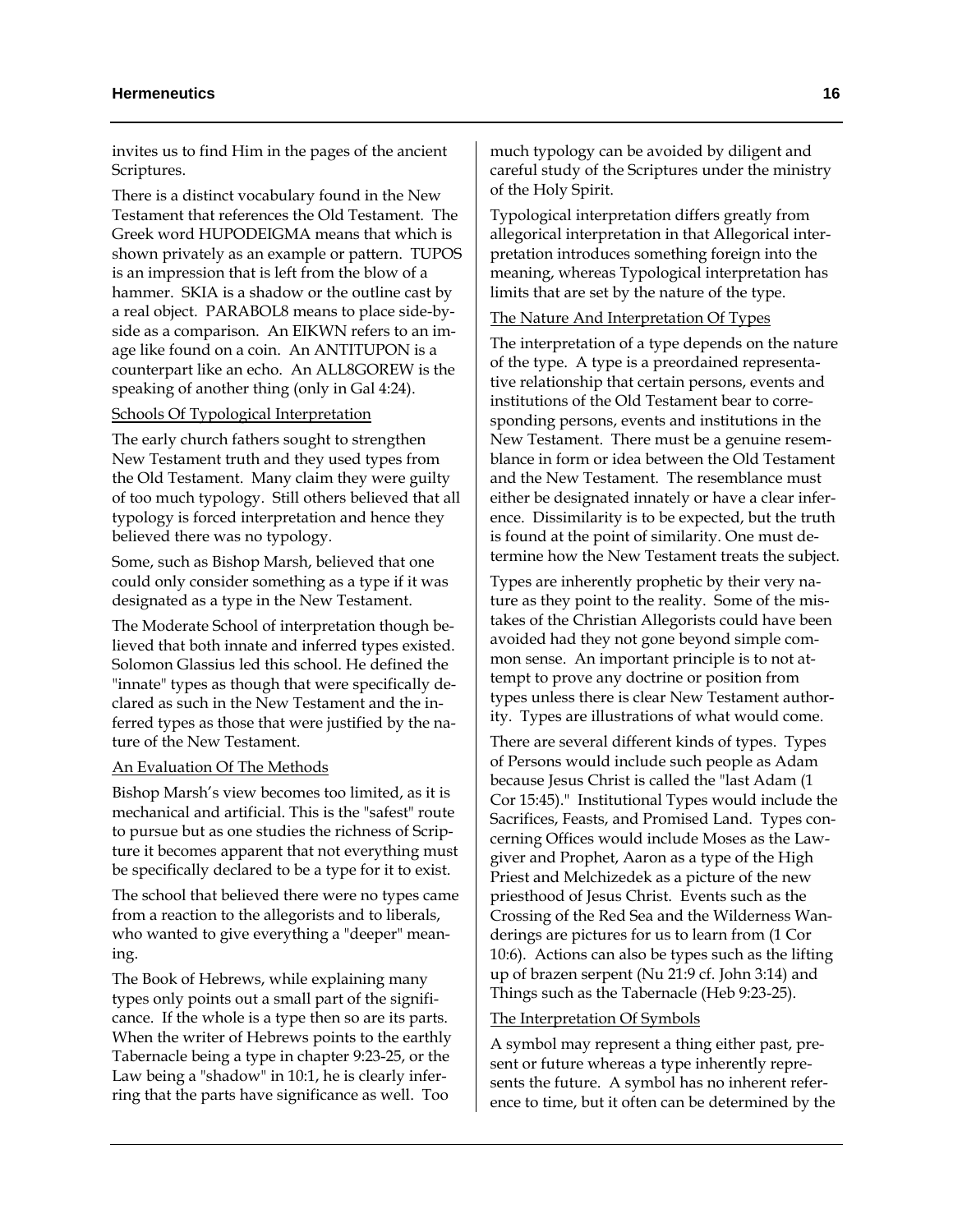invites us to find Him in the pages of the ancient Scriptures.

There is a distinct vocabulary found in the New Testament that references the Old Testament. The Greek word HUPODEIGMA means that which is shown privately as an example or pattern. TUPOS is an impression that is left from the blow of a hammer. SKIA is a shadow or the outline cast by a real object. PARABOL8 means to place side-by-side as a comparison. An EIKWN refers to an image like found on a coin. An ANTITUPON is a counterpart like an echo. An ALL8GOREW is the speaking of another thing (only in Gal 4:24).

Schools Of Typological Interpretation

The early church fathers sought to strengthen New Testament truth and they used types from the Old Testament. Many claim they were guilty of too much typology. Still others believed that all typology is forced interpretation and hence they believed there was no typology.

Some, such as Bishop Marsh, believed that one could only consider something as a type if it was designated as a type in the New Testament.

The Moderate School of interpretation though believed that both innate and inferred types existed. Solomon Glassius led this school. He defined the "innate" types as though that were specifically declared as such in the New Testament and the inferred types as those that were justified by the nature of the New Testament.

An Evaluation Of The Methods

Bishop Marsh's view becomes too limited, as it is mechanical and artificial. This is the "safest" route to pursue but as one studies the richness of Scripture it becomes apparent that not everything must be specifically declared to be a type for it to exist.

The school that believed there were no types came from a reaction to the allegorists and to liberals, who wanted to give everything a "deeper" meaning.

The Book of Hebrews, while explaining many types only points out a small part of the significance. If the whole is a type then so are its parts. When the writer of Hebrews points to the earthly Tabernacle being a type in chapter 9:23-25, or the Law being a "shadow" in 10:1, he is clearly inferring that the parts have significance as well. Too much typology can be avoided by diligent and careful study of the Scriptures under the ministry of the Holy Spirit.

Typological interpretation differs greatly from allegorical interpretation in that Allegorical interpretation introduces something foreign into the meaning, whereas Typological interpretation has limits that are set by the nature of the type.

The Nature And Interpretation Of Types

The interpretation of a type depends on the nature of the type. A type is a preordained representative relationship that certain persons, events and institutions of the Old Testament bear to corresponding persons, events and institutions in the New Testament. There must be a genuine resemblance in form or idea between the Old Testament and the New Testament. The resemblance must either be designated innately or have a clear inference. Dissimilarity is to be expected, but the truth is found at the point of similarity. One must determine how the New Testament treats the subject.

Types are inherently prophetic by their very nature as they point to the reality. Some of the mistakes of the Christian Allegorists could have been avoided had they not gone beyond simple common sense. An important principle is to not attempt to prove any doctrine or position from types unless there is clear New Testament authority. Types are illustrations of what would come.

There are several different kinds of types. Types of Persons would include such people as Adam because Jesus Christ is called the "last Adam (1 Cor 15:45)." Institutional Types would include the Sacrifices, Feasts, and Promised Land. Types concerning Offices would include Moses as the Lawgiver and Prophet, Aaron as a type of the High Priest and Melchizedek as a picture of the new priesthood of Jesus Christ. Events such as the Crossing of the Red Sea and the Wilderness Wanderings are pictures for us to learn from (1 Cor 10:6). Actions can also be types such as the lifting up of brazen serpent (Nu 21:9 cf. John 3:14) and Things such as the Tabernacle (Heb 9:23-25).

The Interpretation Of Symbols

A symbol may represent a thing either past, present or future whereas a type inherently represents the future. A symbol has no inherent reference to time, but it often can be determined by the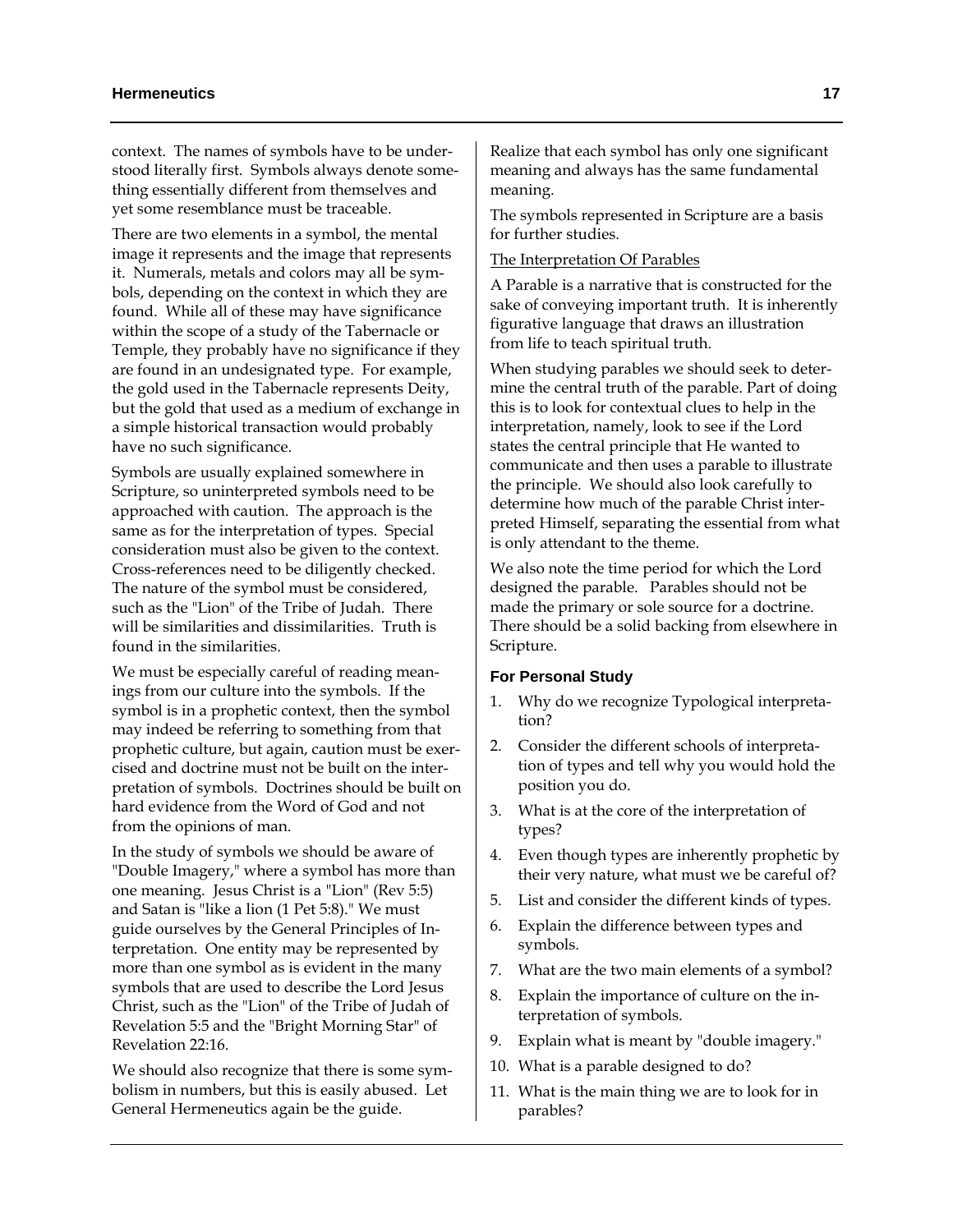context. The names of symbols have to be understood literally first. Symbols always denote something essentially different from themselves and yet some resemblance must be traceable.

There are two elements in a symbol, the mental image it represents and the image that represents it. Numerals, metals and colors may all be symbols, depending on the context in which they are found. While all of these may have significance within the scope of a study of the Tabernacle or Temple, they probably have no significance if they are found in an undesignated type. For example, the gold used in the Tabernacle represents Deity, but the gold that used as a medium of exchange in a simple historical transaction would probably have no such significance.

Symbols are usually explained somewhere in Scripture, so uninterpreted symbols need to be approached with caution. The approach is the same as for the interpretation of types. Special consideration must also be given to the context. Cross-references need to be diligently checked. The nature of the symbol must be considered, such as the "Lion" of the Tribe of Judah. There will be similarities and dissimilarities. Truth is found in the similarities.

We must be especially careful of reading meanings from our culture into the symbols. If the symbol is in a prophetic context, then the symbol may indeed be referring to something from that prophetic culture, but again, caution must be exercised and doctrine must not be built on the interpretation of symbols. Doctrines should be built on hard evidence from the Word of God and not from the opinions of man.

In the study of symbols we should be aware of "Double Imagery," where a symbol has more than one meaning. Jesus Christ is a "Lion" (Rev 5:5) and Satan is "like a lion (1 Pet 5:8)." We must guide ourselves by the General Principles of Interpretation. One entity may be represented by more than one symbol as is evident in the many symbols that are used to describe the Lord Jesus Christ, such as the "Lion" of the Tribe of Judah of Revelation 5:5 and the "Bright Morning Star" of Revelation 22:16.

We should also recognize that there is some symbolism in numbers, but this is easily abused. Let General Hermeneutics again be the guide.

Realize that each symbol has only one significant meaning and always has the same fundamental meaning.

The symbols represented in Scripture are a basis for further studies.

<u>The Interpretation Of Parables</u>

A Parable is a narrative that is constructed for the sake of conveying important truth. It is inherently figurative language that draws an illustration from life to teach spiritual truth.

When studying parables we should seek to determine the central truth of the parable. Part of doing this is to look for contextual clues to help in the interpretation, namely, look to see if the Lord states the central principle that He wanted to communicate and then uses a parable to illustrate the principle. We should also look carefully to determine how much of the parable Christ interpreted Himself, separating the essential from what is only attendant to the theme.

We also note the time period for which the Lord designed the parable. Parables should not be made the primary or sole source for a doctrine. There should be a solid backing from elsewhere in Scripture.

### For Personal Study

1. Why do we recognize Typological interpretation?
2. Consider the different schools of interpretation of types and tell why you would hold the position you do.
3. What is at the core of the interpretation of types?
4. Even though types are inherently prophetic by their very nature, what must we be careful of?
5. List and consider the different kinds of types.
6. Explain the difference between types and symbols.
7. What are the two main elements of a symbol?
8. Explain the importance of culture on the interpretation of symbols.
9. Explain what is meant by "double imagery."
10. What is a parable designed to do?
11. What is the main thing we are to look for in parables?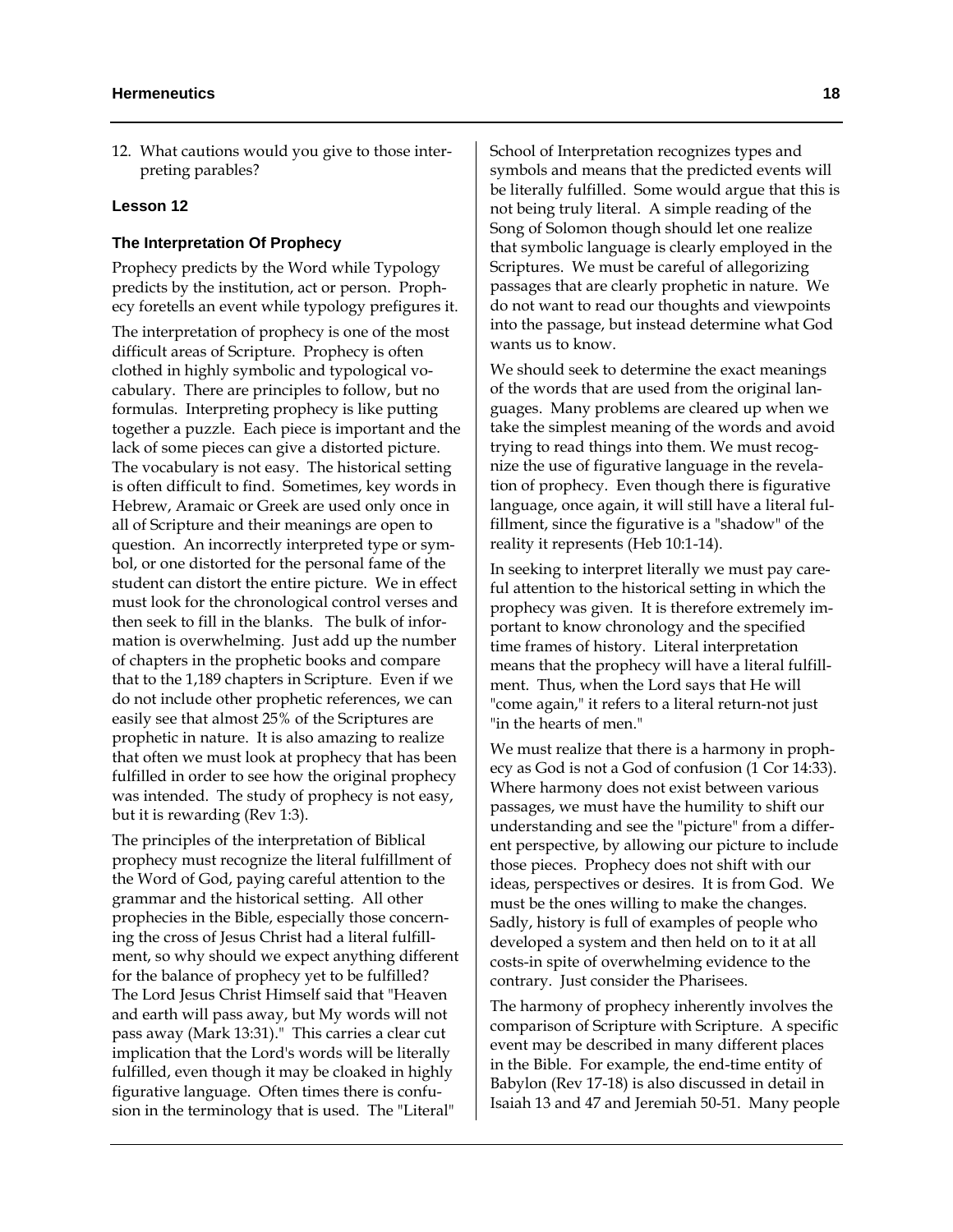12. What cautions would you give to those interpreting parables?

### Lesson 12

### The Interpretation Of Prophecy

Prophecy predicts by the Word while Typology predicts by the institution, act or person. Prophecy foretells an event while typology prefigures it.

The interpretation of prophecy is one of the most difficult areas of Scripture. Prophecy is often clothed in highly symbolic and typological vocabulary. There are principles to follow, but no formulas. Interpreting prophecy is like putting together a puzzle. Each piece is important and the lack of some pieces can give a distorted picture. The vocabulary is not easy. The historical setting is often difficult to find. Sometimes, key words in Hebrew, Aramaic or Greek are used only once in all of Scripture and their meanings are open to question. An incorrectly interpreted type or symbol, or one distorted for the personal fame of the student can distort the entire picture. We in effect must look for the chronological control verses and then seek to fill in the blanks. The bulk of information is overwhelming. Just add up the number of chapters in the prophetic books and compare that to the 1,189 chapters in Scripture. Even if we do not include other prophetic references, we can easily see that almost 25% of the Scriptures are prophetic in nature. It is also amazing to realize that often we must look at prophecy that has been fulfilled in order to see how the original prophecy was intended. The study of prophecy is not easy, but it is rewarding (Rev 1:3).

The principles of the interpretation of Biblical prophecy must recognize the literal fulfillment of the Word of God, paying careful attention to the grammar and the historical setting. All other prophecies in the Bible, especially those concerning the cross of Jesus Christ had a literal fulfillment, so why should we expect anything different for the balance of prophecy yet to be fulfilled? The Lord Jesus Christ Himself said that "Heaven and earth will pass away, but My words will not pass away (Mark 13:31)." This carries a clear cut implication that the Lord's words will be literally fulfilled, even though it may be cloaked in highly figurative language. Often times there is confusion in the terminology that is used. The "Literal" School of Interpretation recognizes types and symbols and means that the predicted events will be literally fulfilled. Some would argue that this is not being truly literal. A simple reading of the Song of Solomon though should let one realize that symbolic language is clearly employed in the Scriptures. We must be careful of allegorizing passages that are clearly prophetic in nature. We do not want to read our thoughts and viewpoints into the passage, but instead determine what God wants us to know.

We should seek to determine the exact meanings of the words that are used from the original languages. Many problems are cleared up when we take the simplest meaning of the words and avoid trying to read things into them. We must recognize the use of figurative language in the revelation of prophecy. Even though there is figurative language, once again, it will still have a literal fulfillment, since the figurative is a "shadow" of the reality it represents (Heb 10:1-14).

In seeking to interpret literally we must pay careful attention to the historical setting in which the prophecy was given. It is therefore extremely important to know chronology and the specified time frames of history. Literal interpretation means that the prophecy will have a literal fulfillment. Thus, when the Lord says that He will "come again," it refers to a literal return-not just "in the hearts of men."

We must realize that there is a harmony in prophecy as God is not a God of confusion (1 Cor 14:33). Where harmony does not exist between various passages, we must have the humility to shift our understanding and see the "picture" from a different perspective, by allowing our picture to include those pieces. Prophecy does not shift with our ideas, perspectives or desires. It is from God. We must be the ones willing to make the changes. Sadly, history is full of examples of people who developed a system and then held on to it at all costs-in spite of overwhelming evidence to the contrary. Just consider the Pharisees.

The harmony of prophecy inherently involves the comparison of Scripture with Scripture. A specific event may be described in many different places in the Bible. For example, the end-time entity of Babylon (Rev 17-18) is also discussed in detail in Isaiah 13 and 47 and Jeremiah 50-51. Many people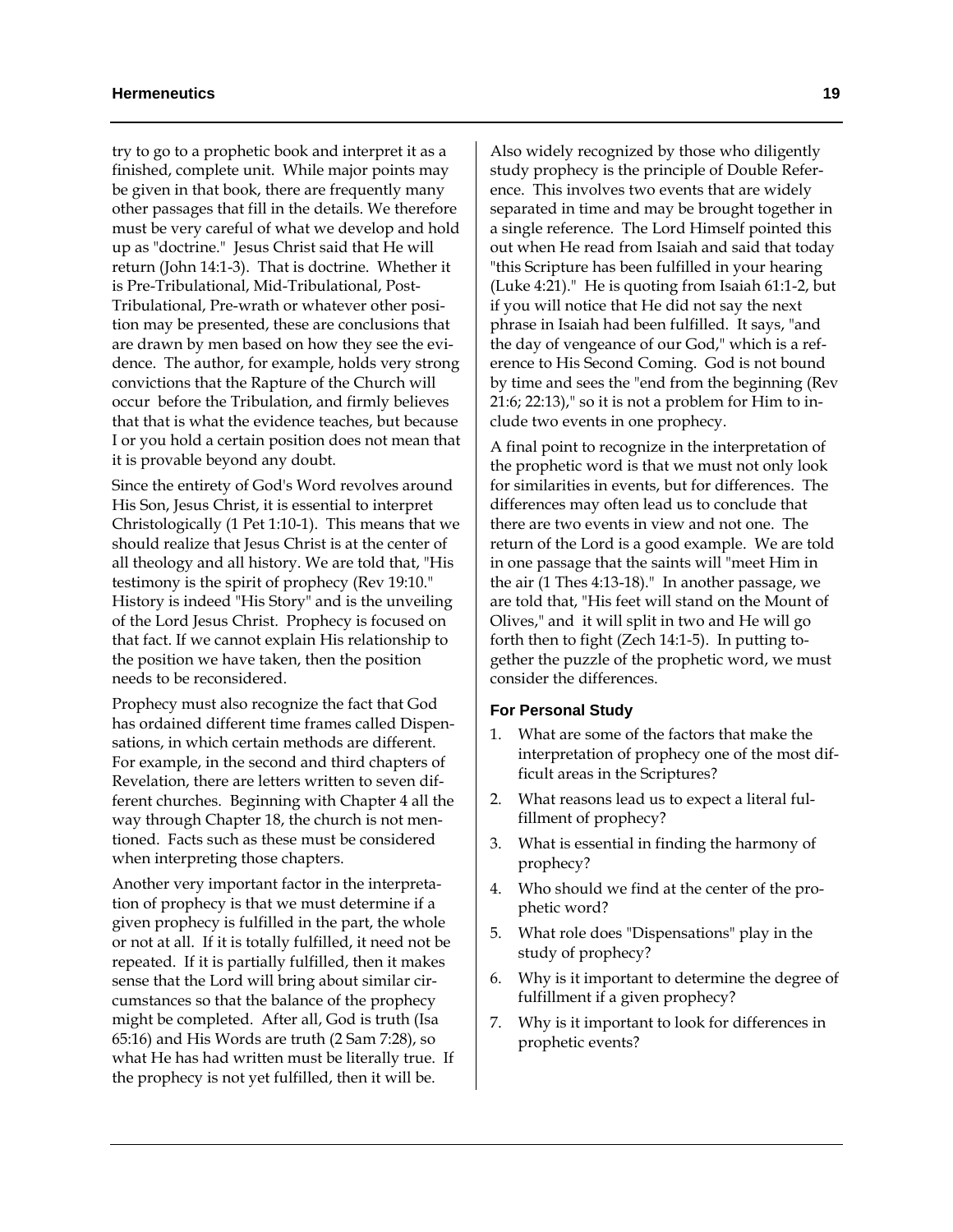try to go to a prophetic book and interpret it as a finished, complete unit. While major points may be given in that book, there are frequently many other passages that fill in the details. We therefore must be very careful of what we develop and hold up as "doctrine." Jesus Christ said that He will return (John 14:1-3). That is doctrine. Whether it is Pre-Tribulational, Mid-Tribulational, Post-Tribulational, Pre-wrath or whatever other position may be presented, these are conclusions that are drawn by men based on how they see the evidence. The author, for example, holds very strong convictions that the Rapture of the Church will occur before the Tribulation, and firmly believes that that is what the evidence teaches, but because I or you hold a certain position does not mean that it is provable beyond any doubt.

Since the entirety of God's Word revolves around His Son, Jesus Christ, it is essential to interpret Christologically (1 Pet 1:10-1). This means that we should realize that Jesus Christ is at the center of all theology and all history. We are told that, "His testimony is the spirit of prophecy (Rev 19:10." History is indeed "His Story" and is the unveiling of the Lord Jesus Christ. Prophecy is focused on that fact. If we cannot explain His relationship to the position we have taken, then the position needs to be reconsidered.

Prophecy must also recognize the fact that God has ordained different time frames called Dispensations, in which certain methods are different. For example, in the second and third chapters of Revelation, there are letters written to seven different churches. Beginning with Chapter 4 all the way through Chapter 18, the church is not mentioned. Facts such as these must be considered when interpreting those chapters.

Another very important factor in the interpretation of prophecy is that we must determine if a given prophecy is fulfilled in the part, the whole or not at all. If it is totally fulfilled, it need not be repeated. If it is partially fulfilled, then it makes sense that the Lord will bring about similar circumstances so that the balance of the prophecy might be completed. After all, God is truth (Isa 65:16) and His Words are truth (2 Sam 7:28), so what He has had written must be literally true. If the prophecy is not yet fulfilled, then it will be.

Also widely recognized by those who diligently study prophecy is the principle of Double Reference. This involves two events that are widely separated in time and may be brought together in a single reference. The Lord Himself pointed this out when He read from Isaiah and said that today "this Scripture has been fulfilled in your hearing (Luke 4:21)." He is quoting from Isaiah 61:1-2, but if you will notice that He did not say the next phrase in Isaiah had been fulfilled. It says, "and the day of vengeance of our God," which is a reference to His Second Coming. God is not bound by time and sees the "end from the beginning (Rev 21:6; 22:13)," so it is not a problem for Him to include two events in one prophecy.

A final point to recognize in the interpretation of the prophetic word is that we must not only look for similarities in events, but for differences. The differences may often lead us to conclude that there are two events in view and not one. The return of the Lord is a good example. We are told in one passage that the saints will "meet Him in the air (1 Thes 4:13-18)." In another passage, we are told that, "His feet will stand on the Mount of Olives," and it will split in two and He will go forth then to fight (Zech 14:1-5). In putting together the puzzle of the prophetic word, we must consider the differences.

#### For Personal Study

1. What are some of the factors that make the interpretation of prophecy one of the most difficult areas in the Scriptures?
2. What reasons lead us to expect a literal fulfillment of prophecy?
3. What is essential in finding the harmony of prophecy?
4. Who should we find at the center of the prophetic word?
5. What role does "Dispensations" play in the study of prophecy?
6. Why is it important to determine the degree of fulfillment if a given prophecy?
7. Why is it important to look for differences in prophetic events?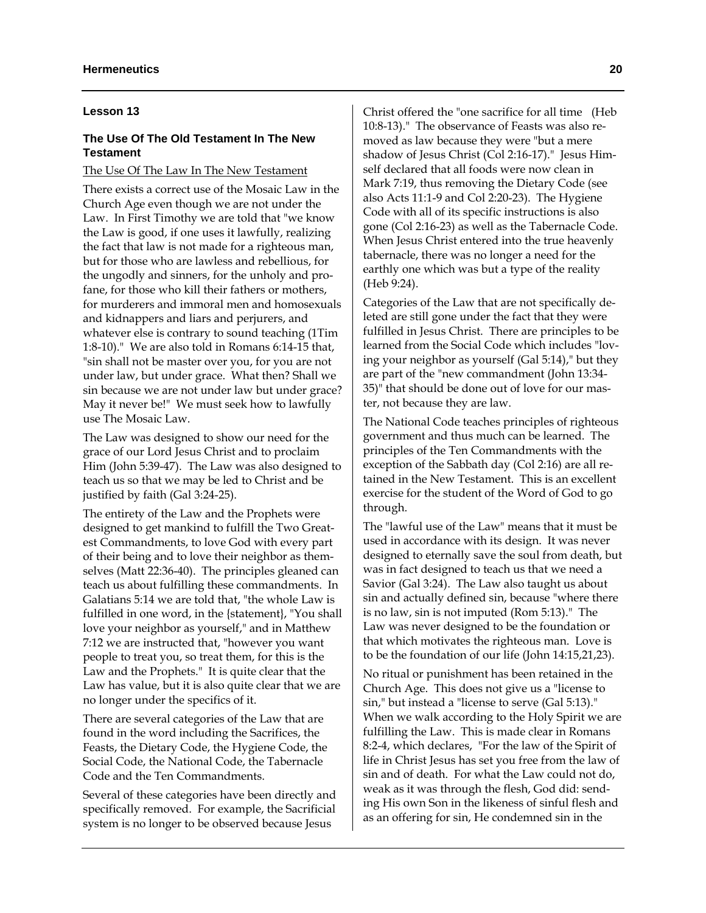### Lesson 13

### The Use Of The Old Testament In The New Testament

The Use Of The Law In The New Testament

There exists a correct use of the Mosaic Law in the Church Age even though we are not under the Law. In First Timothy we are told that "we know the Law is good, if one uses it lawfully, realizing the fact that law is not made for a righteous man, but for those who are lawless and rebellious, for the ungodly and sinners, for the unholy and profane, for those who kill their fathers or mothers, for murderers and immoral men and homosexuals and kidnappers and liars and perjurers, and whatever else is contrary to sound teaching (1Tim 1:8-10)." We are also told in Romans 6:14-15 that, "sin shall not be master over you, for you are not under law, but under grace. What then? Shall we sin because we are not under law but under grace? May it never be!" We must seek how to lawfully use The Mosaic Law.

The Law was designed to show our need for the grace of our Lord Jesus Christ and to proclaim Him (John 5:39-47). The Law was also designed to teach us so that we may be led to Christ and be justified by faith (Gal 3:24-25).

The entirety of the Law and the Prophets were designed to get mankind to fulfill the Two Greatest Commandments, to love God with every part of their being and to love their neighbor as themselves (Matt 22:36-40). The principles gleaned can teach us about fulfilling these commandments. In Galatians 5:14 we are told that, "the whole Law is fulfilled in one word, in the {statement}, "You shall love your neighbor as yourself," and in Matthew 7:12 we are instructed that, "however you want people to treat you, so treat them, for this is the Law and the Prophets." It is quite clear that the Law has value, but it is also quite clear that we are no longer under the specifics of it.

There are several categories of the Law that are found in the word including the Sacrifices, the Feasts, the Dietary Code, the Hygiene Code, the Social Code, the National Code, the Tabernacle Code and the Ten Commandments.

Several of these categories have been directly and specifically removed. For example, the Sacrificial system is no longer to be observed because Jesus Christ offered the "one sacrifice for all time (Heb 10:8-13)." The observance of Feasts was also removed as law because they were "but a mere shadow of Jesus Christ (Col 2:16-17)." Jesus Himself declared that all foods were now clean in Mark 7:19, thus removing the Dietary Code (see also Acts 11:1-9 and Col 2:20-23). The Hygiene Code with all of its specific instructions is also gone (Col 2:16-23) as well as the Tabernacle Code. When Jesus Christ entered into the true heavenly tabernacle, there was no longer a need for the earthly one which was but a type of the reality (Heb 9:24).

Categories of the Law that are not specifically deleted are still gone under the fact that they were fulfilled in Jesus Christ. There are principles to be learned from the Social Code which includes "loving your neighbor as yourself (Gal 5:14)," but they are part of the "new commandment (John 13:34-35)" that should be done out of love for our master, not because they are law.

The National Code teaches principles of righteous government and thus much can be learned. The principles of the Ten Commandments with the exception of the Sabbath day (Col 2:16) are all retained in the New Testament. This is an excellent exercise for the student of the Word of God to go through.

The "lawful use of the Law" means that it must be used in accordance with its design. It was never designed to eternally save the soul from death, but was in fact designed to teach us that we need a Savior (Gal 3:24). The Law also taught us about sin and actually defined sin, because "where there is no law, sin is not imputed (Rom 5:13)." The Law was never designed to be the foundation or that which motivates the righteous man. Love is to be the foundation of our life (John 14:15,21,23).

No ritual or punishment has been retained in the Church Age. This does not give us a "license to sin," but instead a "license to serve (Gal 5:13)." When we walk according to the Holy Spirit we are fulfilling the Law. This is made clear in Romans 8:2-4, which declares, "For the law of the Spirit of life in Christ Jesus has set you free from the law of sin and of death. For what the Law could not do, weak as it was through the flesh, God did: sending His own Son in the likeness of sinful flesh and as an offering for sin, He condemned sin in the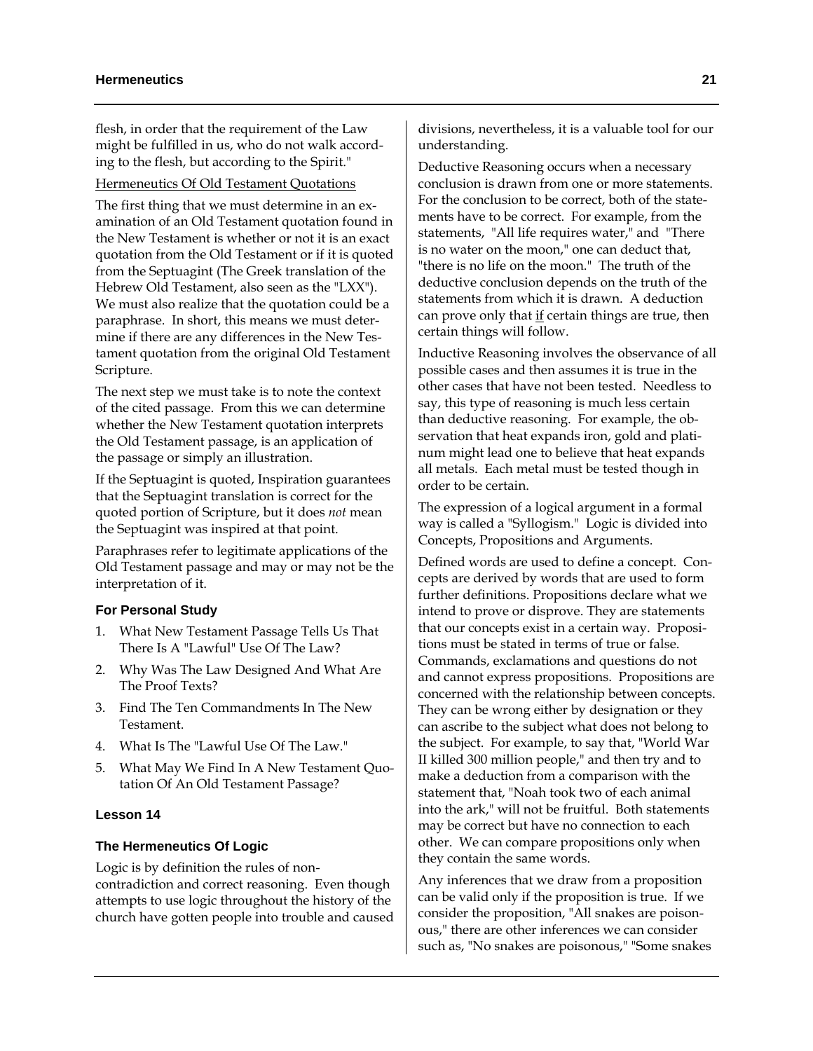flesh, in order that the requirement of the Law might be fulfilled in us, who do not walk according to the flesh, but according to the Spirit."

Hermeneutics Of Old Testament Quotations

The first thing that we must determine in an examination of an Old Testament quotation found in the New Testament is whether or not it is an exact quotation from the Old Testament or if it is quoted from the Septuagint (The Greek translation of the Hebrew Old Testament, also seen as the "LXX"). We must also realize that the quotation could be a paraphrase. In short, this means we must determine if there are any differences in the New Testament quotation from the original Old Testament Scripture.

The next step we must take is to note the context of the cited passage. From this we can determine whether the New Testament quotation interprets the Old Testament passage, is an application of the passage or simply an illustration.

If the Septuagint is quoted, Inspiration guarantees that the Septuagint translation is correct for the quoted portion of Scripture, but it does *not* mean the Septuagint was inspired at that point.

Paraphrases refer to legitimate applications of the Old Testament passage and may or may not be the interpretation of it.

### For Personal Study

1. What New Testament Passage Tells Us That There Is A "Lawful" Use Of The Law?
2. Why Was The Law Designed And What Are The Proof Texts?
3. Find The Ten Commandments In The New Testament.
4. What Is The "Lawful Use Of The Law."
5. What May We Find In A New Testament Quotation Of An Old Testament Passage?

## Lesson 14

### The Hermeneutics Of Logic

Logic is by definition the rules of non-contradiction and correct reasoning. Even though attempts to use logic throughout the history of the church have gotten people into trouble and caused divisions, nevertheless, it is a valuable tool for our understanding.

Deductive Reasoning occurs when a necessary conclusion is drawn from one or more statements. For the conclusion to be correct, both of the statements have to be correct. For example, from the statements, "All life requires water," and "There is no water on the moon," one can deduct that, "there is no life on the moon." The truth of the deductive conclusion depends on the truth of the statements from which it is drawn. A deduction can prove only that <u>if</u> certain things are true, then certain things will follow.

Inductive Reasoning involves the observance of all possible cases and then assumes it is true in the other cases that have not been tested. Needless to say, this type of reasoning is much less certain than deductive reasoning. For example, the observation that heat expands iron, gold and platinum might lead one to believe that heat expands all metals. Each metal must be tested though in order to be certain.

The expression of a logical argument in a formal way is called a "Syllogism." Logic is divided into Concepts, Propositions and Arguments.

Defined words are used to define a concept. Concepts are derived by words that are used to form further definitions. Propositions declare what we intend to prove or disprove. They are statements that our concepts exist in a certain way. Propositions must be stated in terms of true or false. Commands, exclamations and questions do not and cannot express propositions. Propositions are concerned with the relationship between concepts. They can be wrong either by designation or they can ascribe to the subject what does not belong to the subject. For example, to say that, "World War II killed 300 million people," and then try and to make a deduction from a comparison with the statement that, "Noah took two of each animal into the ark," will not be fruitful. Both statements may be correct but have no connection to each other. We can compare propositions only when they contain the same words.

Any inferences that we draw from a proposition can be valid only if the proposition is true. If we consider the proposition, "All snakes are poisonous," there are other inferences we can consider such as, "No snakes are poisonous," "Some snakes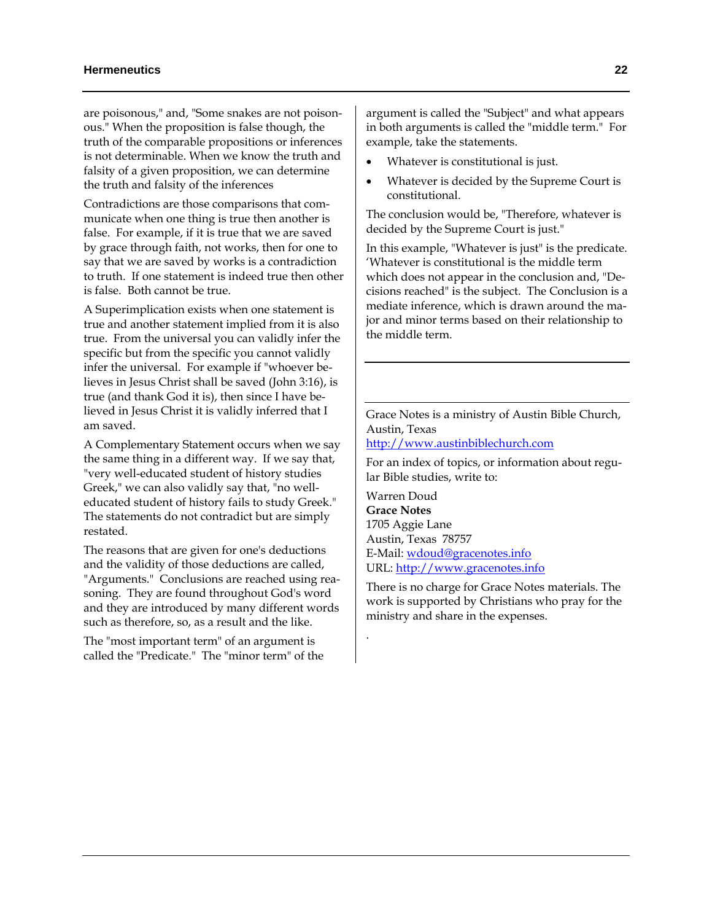are poisonous," and, "Some snakes are not poisonous." When the proposition is false though, the truth of the comparable propositions or inferences is not determinable. When we know the truth and falsity of a given proposition, we can determine the truth and falsity of the inferences

Contradictions are those comparisons that communicate when one thing is true then another is false. For example, if it is true that we are saved by grace through faith, not works, then for one to say that we are saved by works is a contradiction to truth. If one statement is indeed true then other is false. Both cannot be true.

A Superimplication exists when one statement is true and another statement implied from it is also true. From the universal you can validly infer the specific but from the specific you cannot validly infer the universal. For example if "whoever believes in Jesus Christ shall be saved (John 3:16), is true (and thank God it is), then since I have believed in Jesus Christ it is validly inferred that I am saved.

A Complementary Statement occurs when we say the same thing in a different way. If we say that, "very well-educated student of history studies Greek," we can also validly say that, "no well-educated student of history fails to study Greek." The statements do not contradict but are simply restated.

The reasons that are given for one's deductions and the validity of those deductions are called, "Arguments." Conclusions are reached using reasoning. They are found throughout God's word and they are introduced by many different words such as therefore, so, as a result and the like.

The "most important term" of an argument is called the "Predicate." The "minor term" of the argument is called the "Subject" and what appears in both arguments is called the "middle term." For example, take the statements.

- Whatever is constitutional is just.
- Whatever is decided by the Supreme Court is constitutional.

The conclusion would be, "Therefore, whatever is decided by the Supreme Court is just."

In this example, "Whatever is just" is the predicate. 'Whatever is constitutional is the middle term which does not appear in the conclusion and, "Decisions reached" is the subject. The Conclusion is a mediate inference, which is drawn around the major and minor terms based on their relationship to the middle term.

---

Grace Notes is a ministry of Austin Bible Church, Austin, Texas
http://www.austinbiblechurch.com

For an index of topics, or information about regular Bible studies, write to:

Warren Doud
**Grace Notes**
1705 Aggie Lane
Austin, Texas 78757
E-Mail: wdoud@gracenotes.info
URL: http://www.gracenotes.info

There is no charge for Grace Notes materials. The work is supported by Christians who pray for the ministry and share in the expenses.